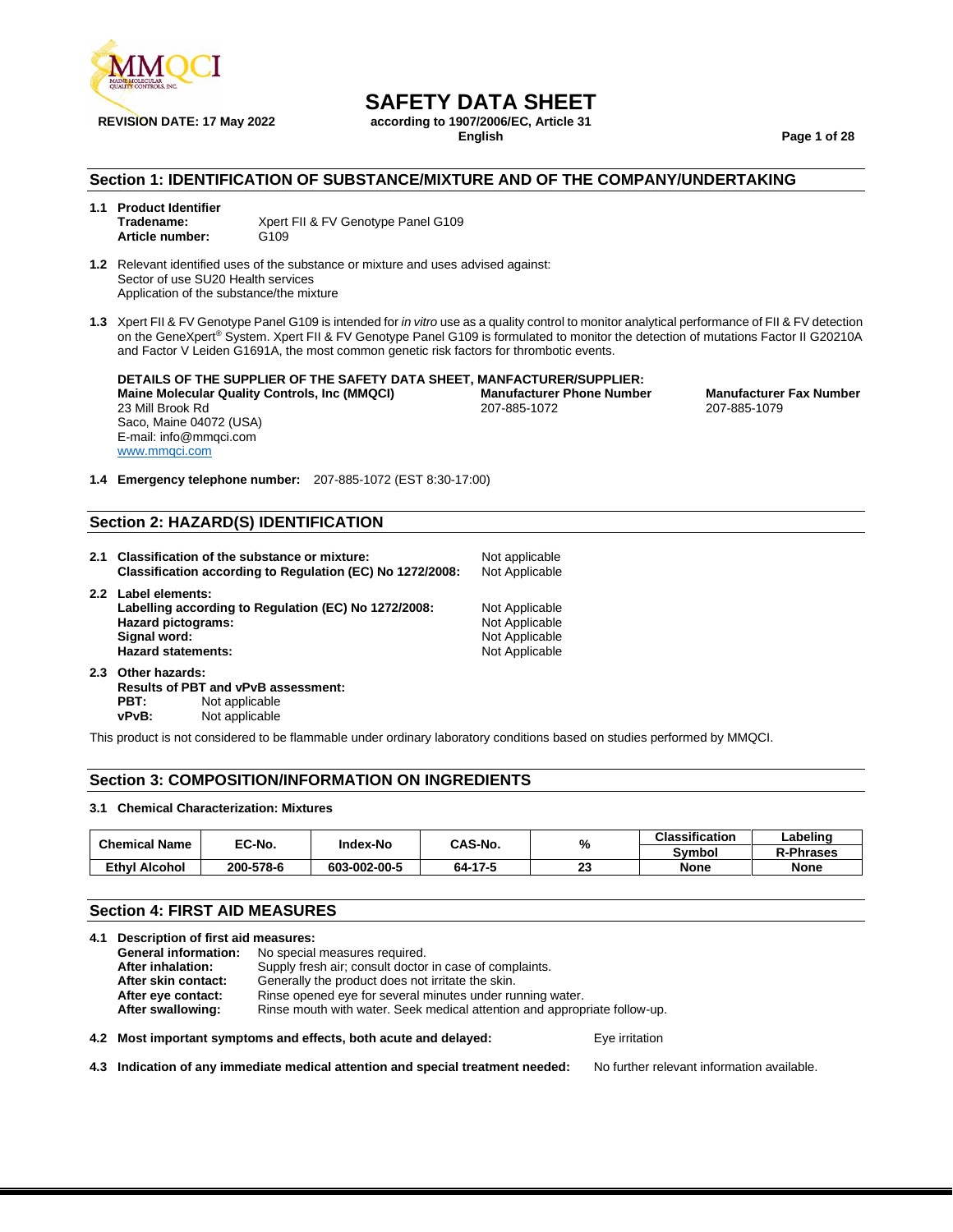# SAFETY DATA SHEET

**REVISION DATE: 17 May 2022**

**according to 1907/2006/EC, Article 31**
**English**

## Section 1: IDENTIFICATION OF SUBSTANCE/MIXTURE AND OF THE COMPANY/UNDERTAKING

**1.1 Product Identifier**

**Tradename:** Xpert FII & FV Genotype Panel G109
**Article number:** G109

**1.2** Relevant identified uses of the substance or mixture and uses advised against:
Sector of use SU20 Health services
Application of the substance/the mixture

**1.3** Xpert FII & FV Genotype Panel G109 is intended for *in vitro* use as a quality control to monitor analytical performance of FII & FV detection on the GeneXpert® System. Xpert FII & FV Genotype Panel G109 is formulated to monitor the detection of mutations Factor II G20210A and Factor V Leiden G1691A, the most common genetic risk factors for thrombotic events.

**DETAILS OF THE SUPPLIER OF THE SAFETY DATA SHEET, MANFACTURER/SUPPLIER:**

**Maine Molecular Quality Controls, Inc (MMQCI)**
23 Mill Brook Rd
Saco, Maine 04072 (USA)
E-mail: info@mmqci.com
www.mmqci.com

**Manufacturer Phone Number**
207-885-1072

**Manufacturer Fax Number**
207-885-1079

**1.4 Emergency telephone number:** 207-885-1072 (EST 8:30-17:00)

## Section 2: HAZARD(S) IDENTIFICATION

**2.1 Classification of the substance or mixture:** Not applicable
**Classification according to Regulation (EC) No 1272/2008:** Not Applicable

**2.2 Label elements:**
**Labelling according to Regulation (EC) No 1272/2008:** Not Applicable
**Hazard pictograms:** Not Applicable
**Signal word:** Not Applicable
**Hazard statements:** Not Applicable

**2.3 Other hazards:**
**Results of PBT and vPvB assessment:**
**PBT:** Not applicable
**vPvB:** Not applicable

This product is not considered to be flammable under ordinary laboratory conditions based on studies performed by MMQCI.

## Section 3: COMPOSITION/INFORMATION ON INGREDIENTS

**3.1 Chemical Characterization: Mixtures**

| Chemical Name | EC-No. | Index-No | CAS-No. | % | Classification Symbol | Labeling R-Phrases |
|---|---|---|---|---|---|---|
| Ethyl Alcohol | 200-578-6 | 603-002-00-5 | 64-17-5 | 23 | None | None |

## Section 4: FIRST AID MEASURES

**4.1 Description of first aid measures:**

**General information:** No special measures required.
**After inhalation:** Supply fresh air; consult doctor in case of complaints.
**After skin contact:** Generally the product does not irritate the skin.
**After eye contact:** Rinse opened eye for several minutes under running water.
**After swallowing:** Rinse mouth with water. Seek medical attention and appropriate follow-up.

**4.2 Most important symptoms and effects, both acute and delayed:** Eye irritation

**4.3 Indication of any immediate medical attention and special treatment needed:** No further relevant information available.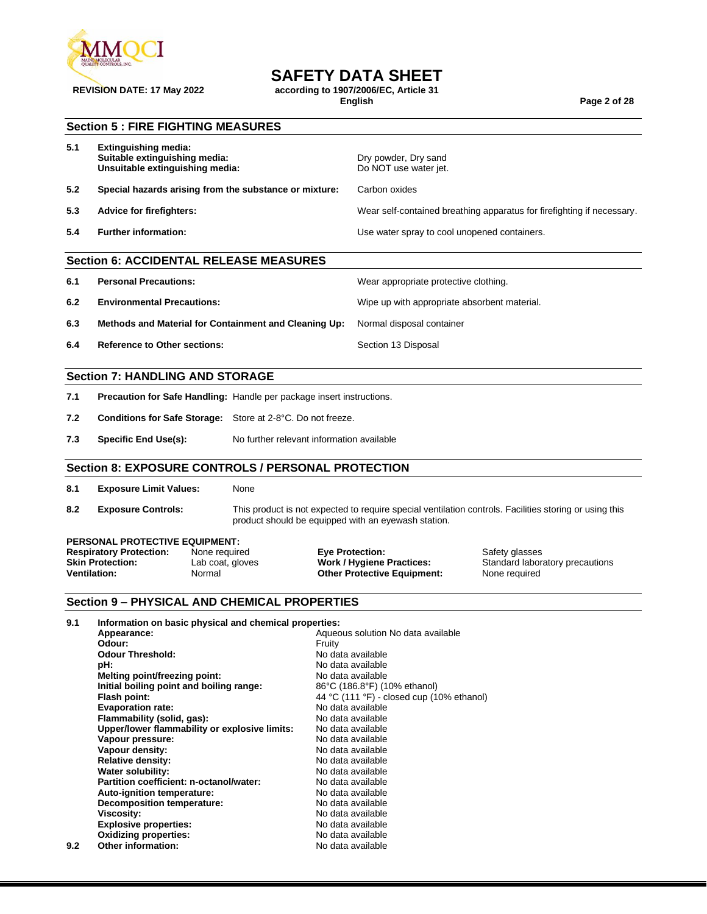## Section 5 : FIRE FIGHTING MEASURES

| | | |
|---|---|---|
| 5.1 | **Extinguishing media:** | |
| | **Suitable extinguishing media:** | Dry powder, Dry sand |
| | **Unsuitable extinguishing media:** | Do NOT use water jet. |
| 5.2 | **Special hazards arising from the substance or mixture:** | Carbon oxides |
| 5.3 | **Advice for firefighters:** | Wear self-contained breathing apparatus for firefighting if necessary. |
| 5.4 | **Further information:** | Use water spray to cool unopened containers. |

## Section 6: ACCIDENTAL RELEASE MEASURES

| | | |
|---|---|---|
| 6.1 | **Personal Precautions:** | Wear appropriate protective clothing. |
| 6.2 | **Environmental Precautions:** | Wipe up with appropriate absorbent material. |
| 6.3 | **Methods and Material for Containment and Cleaning Up:** | Normal disposal container |
| 6.4 | **Reference to Other sections:** | Section 13 Disposal |

## Section 7: HANDLING AND STORAGE

| | | |
|---|---|---|
| 7.1 | **Precaution for Safe Handling:** | Handle per package insert instructions. |
| 7.2 | **Conditions for Safe Storage:** | Store at 2-8°C. Do not freeze. |
| 7.3 | **Specific End Use(s):** | No further relevant information available |

## Section 8: EXPOSURE CONTROLS / PERSONAL PROTECTION

| | | |
|---|---|---|
| 8.1 | **Exposure Limit Values:** | None |
| 8.2 | **Exposure Controls:** | This product is not expected to require special ventilation controls. Facilities storing or using this product should be equipped with an eyewash station. |

**PERSONAL PROTECTIVE EQUIPMENT:**

| | | | |
|---|---|---|---|
| **Respiratory Protection:** | None required | **Eye Protection:** | Safety glasses |
| **Skin Protection:** | Lab coat, gloves | **Work / Hygiene Practices:** | Standard laboratory precautions |
| **Ventilation:** | Normal | **Other Protective Equipment:** | None required |

## Section 9 – PHYSICAL AND CHEMICAL PROPERTIES

**9.1 Information on basic physical and chemical properties:**

| | |
|---|---|
| **Appearance:** | Aqueous solution No data available |
| **Odour:** | Fruity |
| **Odour Threshold:** | No data available |
| **pH:** | No data available |
| **Melting point/freezing point:** | No data available |
| **Initial boiling point and boiling range:** | 86°C (186.8°F) (10% ethanol) |
| **Flash point:** | 44 °C (111 °F) - closed cup (10% ethanol) |
| **Evaporation rate:** | No data available |
| **Flammability (solid, gas):** | No data available |
| **Upper/lower flammability or explosive limits:** | No data available |
| **Vapour pressure:** | No data available |
| **Vapour density:** | No data available |
| **Relative density:** | No data available |
| **Water solubility:** | No data available |
| **Partition coefficient: n-octanol/water:** | No data available |
| **Auto-ignition temperature:** | No data available |
| **Decomposition temperature:** | No data available |
| **Viscosity:** | No data available |
| **Explosive properties:** | No data available |
| **Oxidizing properties:** | No data available |

**9.2 Other information:** No data available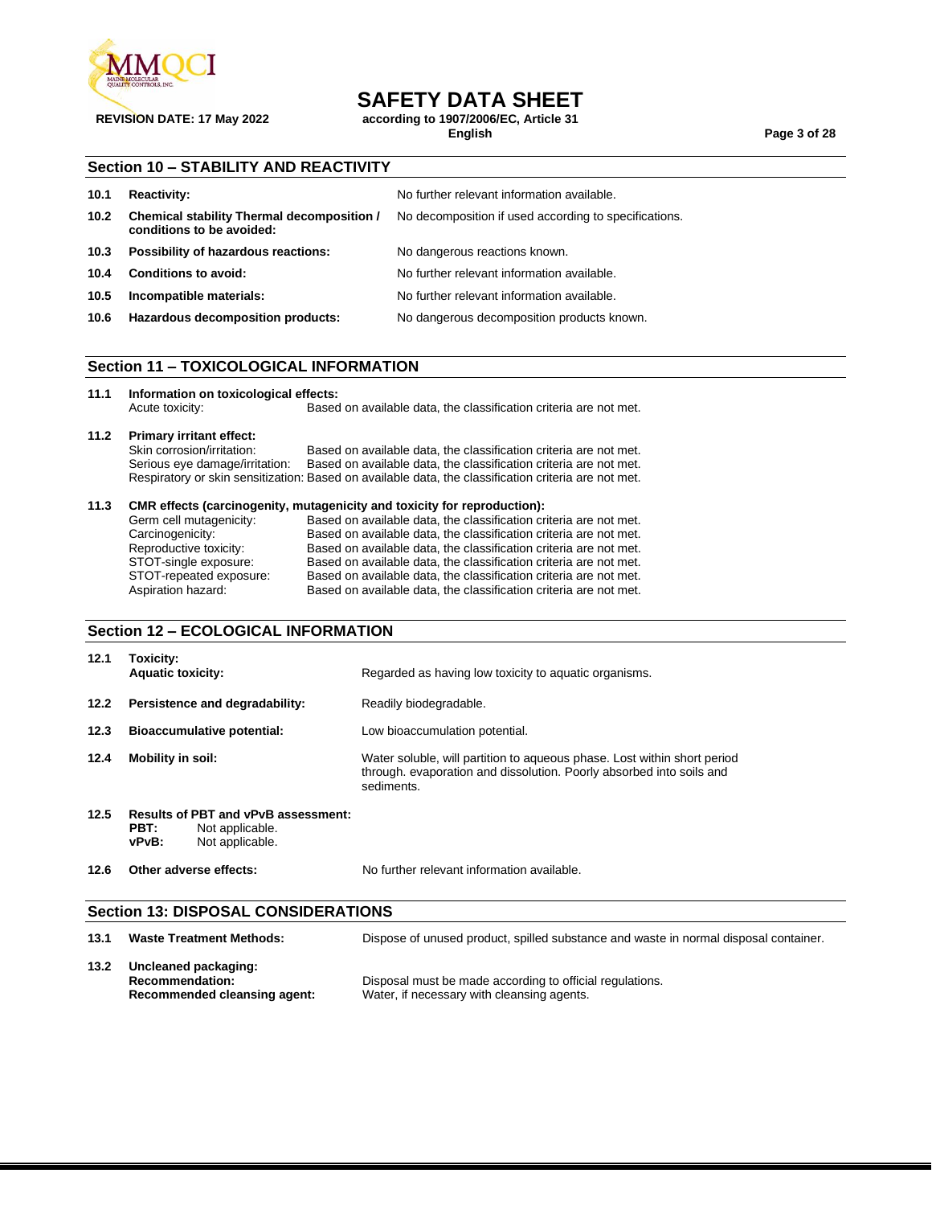## Section 10 – STABILITY AND REACTIVITY

| | | |
|---|---|---|
| **10.1** | **Reactivity:** | No further relevant information available. |
| **10.2** | **Chemical stability Thermal decomposition / conditions to be avoided:** | No decomposition if used according to specifications. |
| **10.3** | **Possibility of hazardous reactions:** | No dangerous reactions known. |
| **10.4** | **Conditions to avoid:** | No further relevant information available. |
| **10.5** | **Incompatible materials:** | No further relevant information available. |
| **10.6** | **Hazardous decomposition products:** | No dangerous decomposition products known. |

## Section 11 – TOXICOLOGICAL INFORMATION

**11.1 Information on toxicological effects:**

Acute toxicity: Based on available data, the classification criteria are not met.

**11.2 Primary irritant effect:**

Skin corrosion/irritation: Based on available data, the classification criteria are not met.
Serious eye damage/irritation: Based on available data, the classification criteria are not met.
Respiratory or skin sensitization: Based on available data, the classification criteria are not met.

**11.3 CMR effects (carcinogenity, mutagenicity and toxicity for reproduction):**

Germ cell mutagenicity: Based on available data, the classification criteria are not met.
Carcinogenicity: Based on available data, the classification criteria are not met.
Reproductive toxicity: Based on available data, the classification criteria are not met.
STOT-single exposure: Based on available data, the classification criteria are not met.
STOT-repeated exposure: Based on available data, the classification criteria are not met.
Aspiration hazard: Based on available data, the classification criteria are not met.

## Section 12 – ECOLOGICAL INFORMATION

| | | |
|---|---|---|
| **12.1** | **Toxicity:** **Aquatic toxicity:** | Regarded as having low toxicity to aquatic organisms. |
| **12.2** | **Persistence and degradability:** | Readily biodegradable. |
| **12.3** | **Bioaccumulative potential:** | Low bioaccumulation potential. |
| **12.4** | **Mobility in soil:** | Water soluble, will partition to aqueous phase. Lost within short period through. evaporation and dissolution. Poorly absorbed into soils and sediments. |

**12.5 Results of PBT and vPvB assessment:**

**PBT:** Not applicable.
**vPvB:** Not applicable.

**12.6 Other adverse effects:** No further relevant information available.

## Section 13: DISPOSAL CONSIDERATIONS

**13.1 Waste Treatment Methods:** Dispose of unused product, spilled substance and waste in normal disposal container.

**13.2 Uncleaned packaging:**

**Recommendation:** Disposal must be made according to official regulations.
**Recommended cleansing agent:** Water, if necessary with cleansing agents.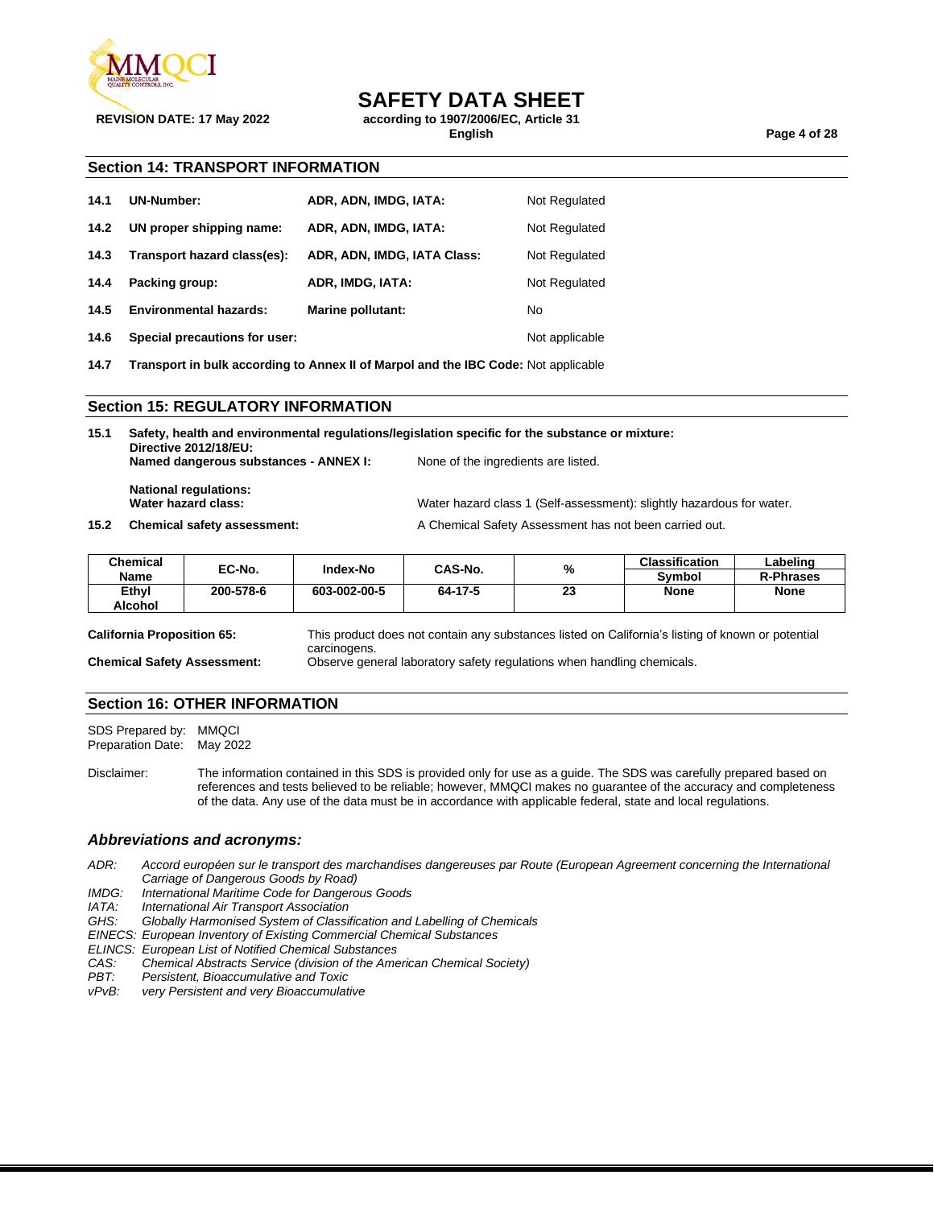## Section 14: TRANSPORT INFORMATION

| | | | |
|---|---|---|---|
| **14.1** | **UN-Number:** | **ADR, ADN, IMDG, IATA:** | Not Regulated |
| **14.2** | **UN proper shipping name:** | **ADR, ADN, IMDG, IATA:** | Not Regulated |
| **14.3** | **Transport hazard class(es):** | **ADR, ADN, IMDG, IATA Class:** | Not Regulated |
| **14.4** | **Packing group:** | **ADR, IMDG, IATA:** | Not Regulated |
| **14.5** | **Environmental hazards:** | **Marine pollutant:** | No |
| **14.6** | **Special precautions for user:** | | Not applicable |

**14.7 Transport in bulk according to Annex II of Marpol and the IBC Code:** Not applicable

## Section 15: REGULATORY INFORMATION

**15.1 Safety, health and environmental regulations/legislation specific for the substance or mixture:**

**Directive 2012/18/EU:**
**Named dangerous substances - ANNEX I:** None of the ingredients are listed.

**National regulations:**
**Water hazard class:** Water hazard class 1 (Self-assessment): slightly hazardous for water.

**15.2 Chemical safety assessment:** A Chemical Safety Assessment has not been carried out.

| Chemical Name | EC-No. | Index-No | CAS-No. | % | Classification Symbol | Labeling R-Phrases |
|---|---|---|---|---|---|---|
| Ethyl Alcohol | 200-578-6 | 603-002-00-5 | 64-17-5 | 23 | None | None |

**California Proposition 65:** This product does not contain any substances listed on California's listing of known or potential carcinogens.

**Chemical Safety Assessment:** Observe general laboratory safety regulations when handling chemicals.

## Section 16: OTHER INFORMATION

SDS Prepared by: MMQCI
Preparation Date: May 2022

Disclaimer: The information contained in this SDS is provided only for use as a guide. The SDS was carefully prepared based on references and tests believed to be reliable; however, MMQCI makes no guarantee of the accuracy and completeness of the data. Any use of the data must be in accordance with applicable federal, state and local regulations.

### *Abbreviations and acronyms:*

*ADR: Accord européen sur le transport des marchandises dangereuses par Route (European Agreement concerning the International Carriage of Dangerous Goods by Road)*
*IMDG: International Maritime Code for Dangerous Goods*
*IATA: International Air Transport Association*
*GHS: Globally Harmonised System of Classification and Labelling of Chemicals*
*EINECS: European Inventory of Existing Commercial Chemical Substances*
*ELINCS: European List of Notified Chemical Substances*
*CAS: Chemical Abstracts Service (division of the American Chemical Society)*
*PBT: Persistent, Bioaccumulative and Toxic*
*vPvB: very Persistent and very Bioaccumulative*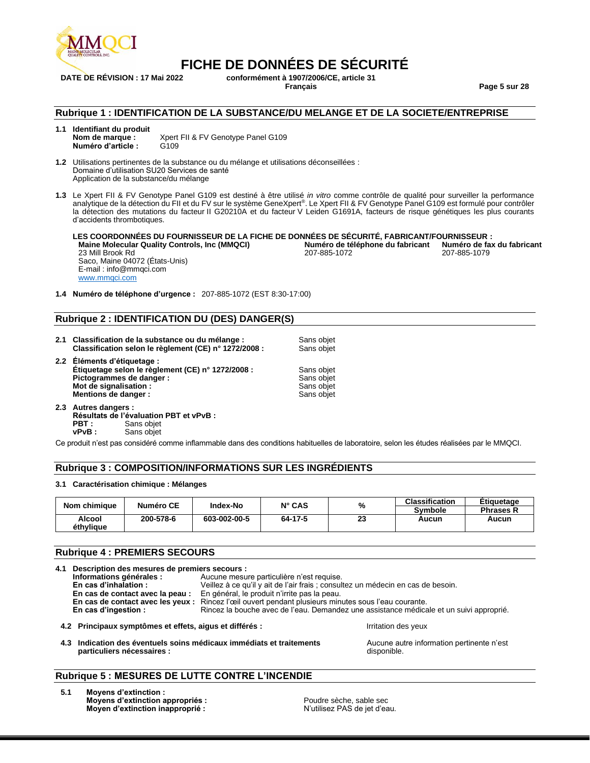# FICHE DE DONNÉES DE SÉCURITÉ

**DATE DE RÉVISION : 17 Mai 2022** **conformément à 1907/2006/CE, article 31**
**Français**

## Rubrique 1 : IDENTIFICATION DE LA SUBSTANCE/DU MELANGE ET DE LA SOCIETE/ENTREPRISE

**1.1 Identifiant du produit**
**Nom de marque :** Xpert FII & FV Genotype Panel G109
**Numéro d'article :** G109

**1.2** Utilisations pertinentes de la substance ou du mélange et utilisations déconseillées :
Domaine d'utilisation SU20 Services de santé
Application de la substance/du mélange

**1.3** Le Xpert FII & FV Genotype Panel G109 est destiné à être utilisé *in vitro* comme contrôle de qualité pour surveiller la performance analytique de la détection du FII et du FV sur le système GeneXpert®. Le Xpert FII & FV Genotype Panel G109 est formulé pour contrôler la détection des mutations du facteur II G20210A et du facteur V Leiden G1691A, facteurs de risque génétiques les plus courants d'accidents thrombotiques.

**LES COORDONNÉES DU FOURNISSEUR DE LA FICHE DE DONNÉES DE SÉCURITÉ, FABRICANT/FOURNISSEUR :**

**Maine Molecular Quality Controls, Inc (MMQCI)**
23 Mill Brook Rd
Saco, Maine 04072 (États-Unis)
E-mail : info@mmqci.com
www.mmqci.com

**Numéro de téléphone du fabricant**
207-885-1072

**Numéro de fax du fabricant**
207-885-1079

**1.4 Numéro de téléphone d'urgence :** 207-885-1072 (EST 8:30-17:00)

## Rubrique 2 : IDENTIFICATION DU (DES) DANGER(S)

**2.1 Classification de la substance ou du mélange :** Sans objet
**Classification selon le règlement (CE) n° 1272/2008 :** Sans objet

**2.2 Éléments d'étiquetage :**
**Étiquetage selon le règlement (CE) n° 1272/2008 :** Sans objet
**Pictogrammes de danger :** Sans objet
**Mot de signalisation :** Sans objet
**Mentions de danger :** Sans objet

**2.3 Autres dangers :**
**Résultats de l'évaluation PBT et vPvB :**
**PBT :** Sans objet
**vPvB :** Sans objet

Ce produit n'est pas considéré comme inflammable dans des conditions habituelles de laboratoire, selon les études réalisées par le MMQCI.

## Rubrique 3 : COMPOSITION/INFORMATIONS SUR LES INGRÉDIENTS

**3.1 Caractérisation chimique : Mélanges**

| Nom chimique | Numéro CE | Index-No | N° CAS | % | Classification Symbole | Étiquetage Phrases R |
|---|---|---|---|---|---|---|
| Alcool éthylique | 200-578-6 | 603-002-00-5 | 64-17-5 | 23 | Aucun | Aucun |

## Rubrique 4 : PREMIERS SECOURS

**4.1 Description des mesures de premiers secours :**
**Informations générales :** Aucune mesure particulière n'est requise.
**En cas d'inhalation :** Veillez à ce qu'il y ait de l'air frais ; consultez un médecin en cas de besoin.
**En cas de contact avec la peau :** En général, le produit n'irrite pas la peau.
**En cas de contact avec les yeux :** Rincez l'œil ouvert pendant plusieurs minutes sous l'eau courante.
**En cas d'ingestion :** Rincez la bouche avec de l'eau. Demandez une assistance médicale et un suivi approprié.

**4.2 Principaux symptômes et effets, aigus et différés :** Irritation des yeux

**4.3 Indication des éventuels soins médicaux immédiats et traitements particuliers nécessaires :** Aucune autre information pertinente n'est disponible.

## Rubrique 5 : MESURES DE LUTTE CONTRE L'INCENDIE

**5.1 Moyens d'extinction :**
**Moyens d'extinction appropriés :** Poudre sèche, sable sec
**Moyen d'extinction inapproprié :** N'utilisez PAS de jet d'eau.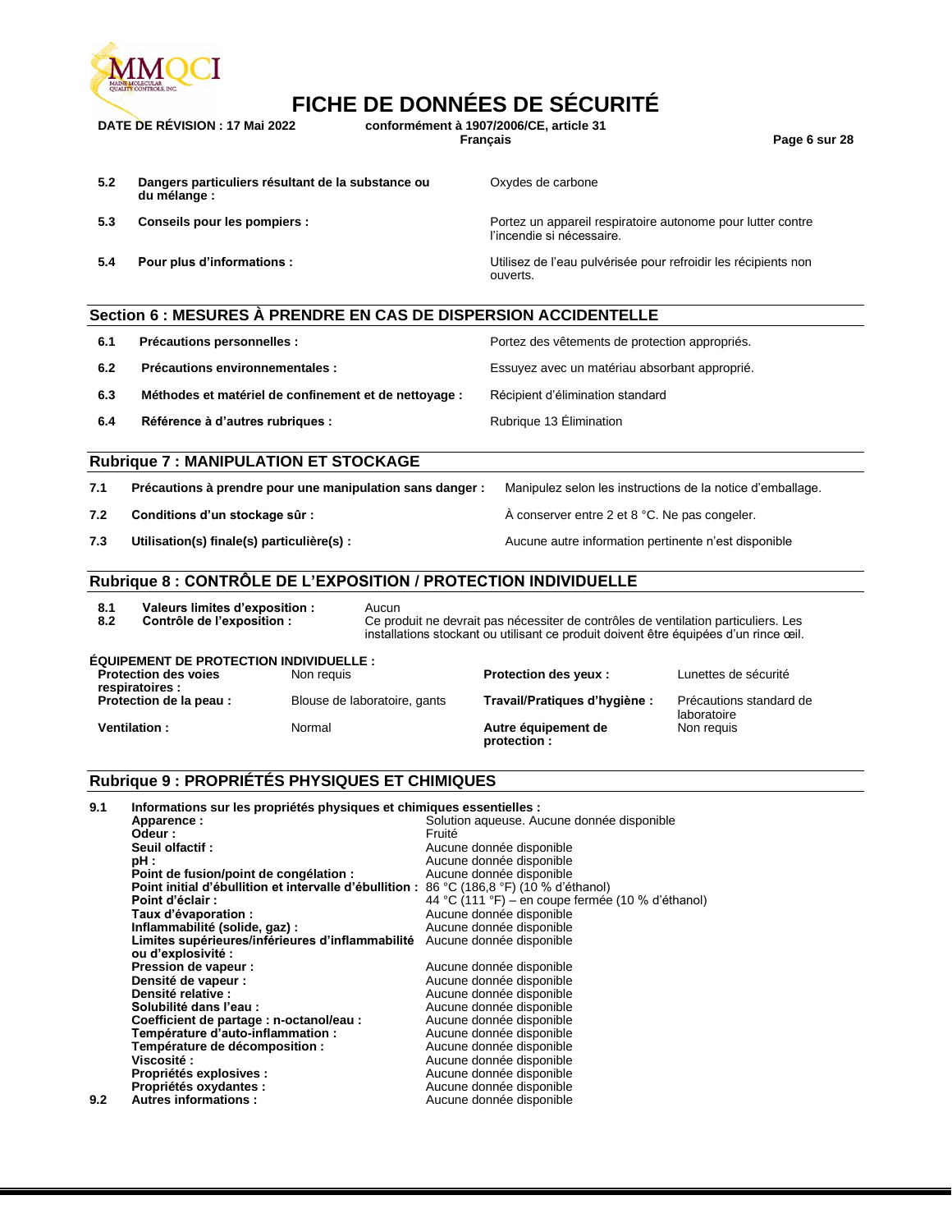| | | |
|---|---|---|
| **5.2** | **Dangers particuliers résultant de la substance ou du mélange :** | Oxydes de carbone |
| **5.3** | **Conseils pour les pompiers :** | Portez un appareil respiratoire autonome pour lutter contre l'incendie si nécessaire. |
| **5.4** | **Pour plus d'informations :** | Utilisez de l'eau pulvérisée pour refroidir les récipients non ouverts. |

## Section 6 : MESURES À PRENDRE EN CAS DE DISPERSION ACCIDENTELLE

| | | |
|---|---|---|
| **6.1** | **Précautions personnelles :** | Portez des vêtements de protection appropriés. |
| **6.2** | **Précautions environnementales :** | Essuyez avec un matériau absorbant approprié. |
| **6.3** | **Méthodes et matériel de confinement et de nettoyage :** | Récipient d'élimination standard |
| **6.4** | **Référence à d'autres rubriques :** | Rubrique 13 Élimination |

## Rubrique 7 : MANIPULATION ET STOCKAGE

| | | |
|---|---|---|
| **7.1** | **Précautions à prendre pour une manipulation sans danger :** | Manipulez selon les instructions de la notice d'emballage. |
| **7.2** | **Conditions d'un stockage sûr :** | À conserver entre 2 et 8 °C. Ne pas congeler. |
| **7.3** | **Utilisation(s) finale(s) particulière(s) :** | Aucune autre information pertinente n'est disponible |

## Rubrique 8 : CONTRÔLE DE L'EXPOSITION / PROTECTION INDIVIDUELLE

| | | |
|---|---|---|
| **8.1** | **Valeurs limites d'exposition :** | Aucun |
| **8.2** | **Contrôle de l'exposition :** | Ce produit ne devrait pas nécessiter de contrôles de ventilation particuliers. Les installations stockant ou utilisant ce produit doivent être équipées d'un rince œil. |

**ÉQUIPEMENT DE PROTECTION INDIVIDUELLE :**

| | | | |
|---|---|---|---|
| **Protection des voies respiratoires :** | Non requis | **Protection des yeux :** | Lunettes de sécurité |
| **Protection de la peau :** | Blouse de laboratoire, gants | **Travail/Pratiques d'hygiène :** | Précautions standard de laboratoire |
| **Ventilation :** | Normal | **Autre équipement de protection :** | Non requis |

## Rubrique 9 : PROPRIÉTÉS PHYSIQUES ET CHIMIQUES

**9.1 Informations sur les propriétés physiques et chimiques essentielles :**

| | |
|---|---|
| **Apparence :** | Solution aqueuse. Aucune donnée disponible |
| **Odeur :** | Fruité |
| **Seuil olfactif :** | Aucune donnée disponible |
| **pH :** | Aucune donnée disponible |
| **Point de fusion/point de congélation :** | Aucune donnée disponible |
| **Point initial d'ébullition et intervalle d'ébullition :** | 86 °C (186,8 °F) (10 % d'éthanol) |
| **Point d'éclair :** | 44 °C (111 °F) – en coupe fermée (10 % d'éthanol) |
| **Taux d'évaporation :** | Aucune donnée disponible |
| **Inflammabilité (solide, gaz) :** | Aucune donnée disponible |
| **Limites supérieures/inférieures d'inflammabilité ou d'explosivité :** | Aucune donnée disponible |
| **Pression de vapeur :** | Aucune donnée disponible |
| **Densité de vapeur :** | Aucune donnée disponible |
| **Densité relative :** | Aucune donnée disponible |
| **Solubilité dans l'eau :** | Aucune donnée disponible |
| **Coefficient de partage : n-octanol/eau :** | Aucune donnée disponible |
| **Température d'auto-inflammation :** | Aucune donnée disponible |
| **Température de décomposition :** | Aucune donnée disponible |
| **Viscosité :** | Aucune donnée disponible |
| **Propriétés explosives :** | Aucune donnée disponible |
| **Propriétés oxydantes :** | Aucune donnée disponible |

**9.2 Autres informations :** Aucune donnée disponible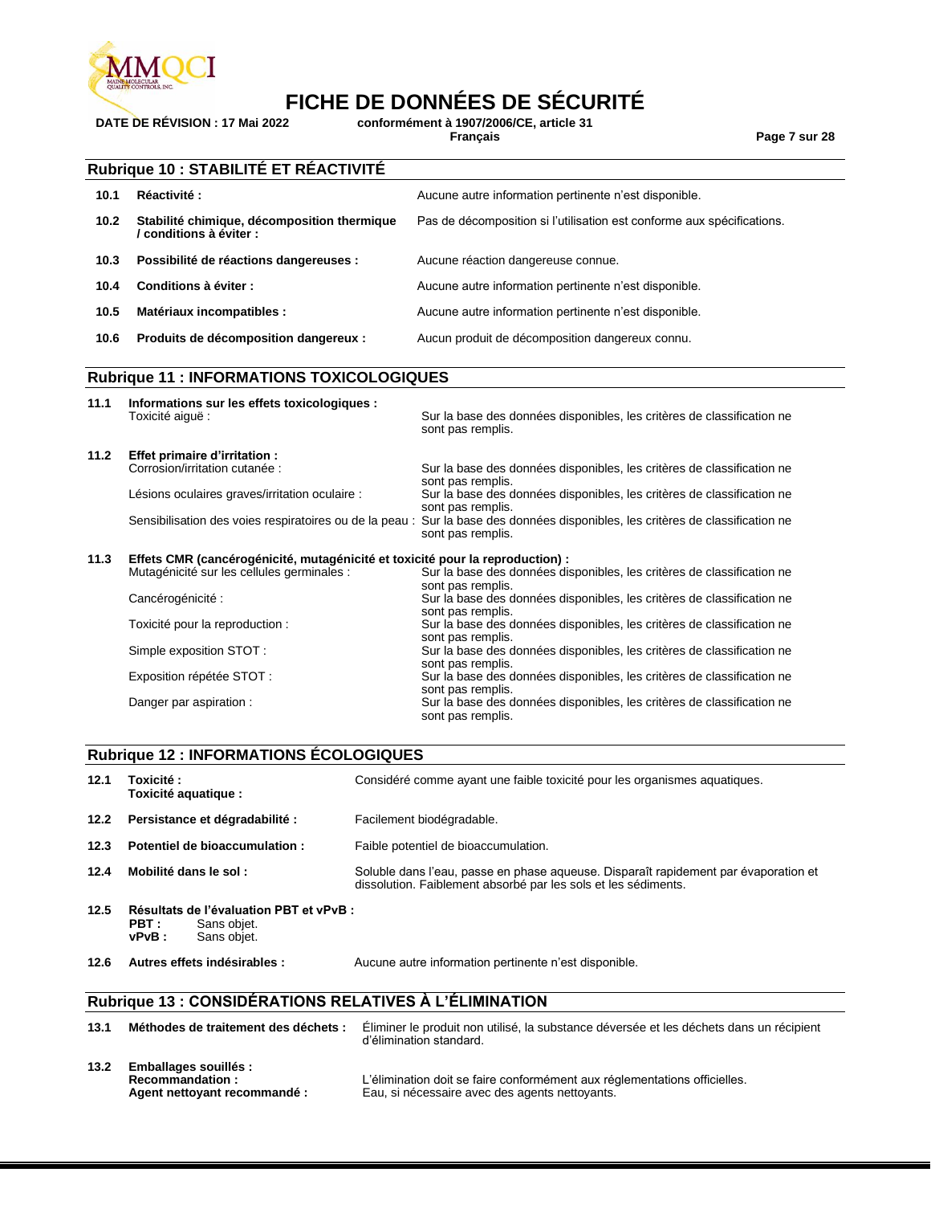## Rubrique 10 : STABILITÉ ET RÉACTIVITÉ

| | | |
|---|---|---|
| **10.1** | **Réactivité :** | Aucune autre information pertinente n'est disponible. |
| **10.2** | **Stabilité chimique, décomposition thermique / conditions à éviter :** | Pas de décomposition si l'utilisation est conforme aux spécifications. |
| **10.3** | **Possibilité de réactions dangereuses :** | Aucune réaction dangereuse connue. |
| **10.4** | **Conditions à éviter :** | Aucune autre information pertinente n'est disponible. |
| **10.5** | **Matériaux incompatibles :** | Aucune autre information pertinente n'est disponible. |
| **10.6** | **Produits de décomposition dangereux :** | Aucun produit de décomposition dangereux connu. |

## Rubrique 11 : INFORMATIONS TOXICOLOGIQUES

**11.1 Informations sur les effets toxicologiques :**

| | |
|---|---|
| Toxicité aiguë : | Sur la base des données disponibles, les critères de classification ne sont pas remplis. |

**11.2 Effet primaire d'irritation :**

| | |
|---|---|
| Corrosion/irritation cutanée : | Sur la base des données disponibles, les critères de classification ne sont pas remplis. |
| Lésions oculaires graves/irritation oculaire : | Sur la base des données disponibles, les critères de classification ne sont pas remplis. |
| Sensibilisation des voies respiratoires ou de la peau : | Sur la base des données disponibles, les critères de classification ne sont pas remplis. |

**11.3 Effets CMR (cancérogénicité, mutagénicité et toxicité pour la reproduction) :**

| | |
|---|---|
| Mutagénicité sur les cellules germinales : | Sur la base des données disponibles, les critères de classification ne sont pas remplis. |
| Cancérogénicité : | Sur la base des données disponibles, les critères de classification ne sont pas remplis. |
| Toxicité pour la reproduction : | Sur la base des données disponibles, les critères de classification ne sont pas remplis. |
| Simple exposition STOT : | Sur la base des données disponibles, les critères de classification ne sont pas remplis. |
| Exposition répétée STOT : | Sur la base des données disponibles, les critères de classification ne sont pas remplis. |
| Danger par aspiration : | Sur la base des données disponibles, les critères de classification ne sont pas remplis. |

## Rubrique 12 : INFORMATIONS ÉCOLOGIQUES

| | | |
|---|---|---|
| **12.1** | **Toxicité :** **Toxicité aquatique :** | Considéré comme ayant une faible toxicité pour les organismes aquatiques. |
| **12.2** | **Persistance et dégradabilité :** | Facilement biodégradable. |
| **12.3** | **Potentiel de bioaccumulation :** | Faible potentiel de bioaccumulation. |
| **12.4** | **Mobilité dans le sol :** | Soluble dans l'eau, passe en phase aqueuse. Disparaît rapidement par évaporation et dissolution. Faiblement absorbé par les sols et les sédiments. |

**12.5 Résultats de l'évaluation PBT et vPvB :**

**PBT :** Sans objet.
**vPvB :** Sans objet.

**12.6 Autres effets indésirables :** Aucune autre information pertinente n'est disponible.

## Rubrique 13 : CONSIDÉRATIONS RELATIVES À L'ÉLIMINATION

**13.1 Méthodes de traitement des déchets :** Éliminer le produit non utilisé, la substance déversée et les déchets dans un récipient d'élimination standard.

**13.2 Emballages souillés :**

**Recommandation :** L'élimination doit se faire conformément aux réglementations officielles.
**Agent nettoyant recommandé :** Eau, si nécessaire avec des agents nettoyants.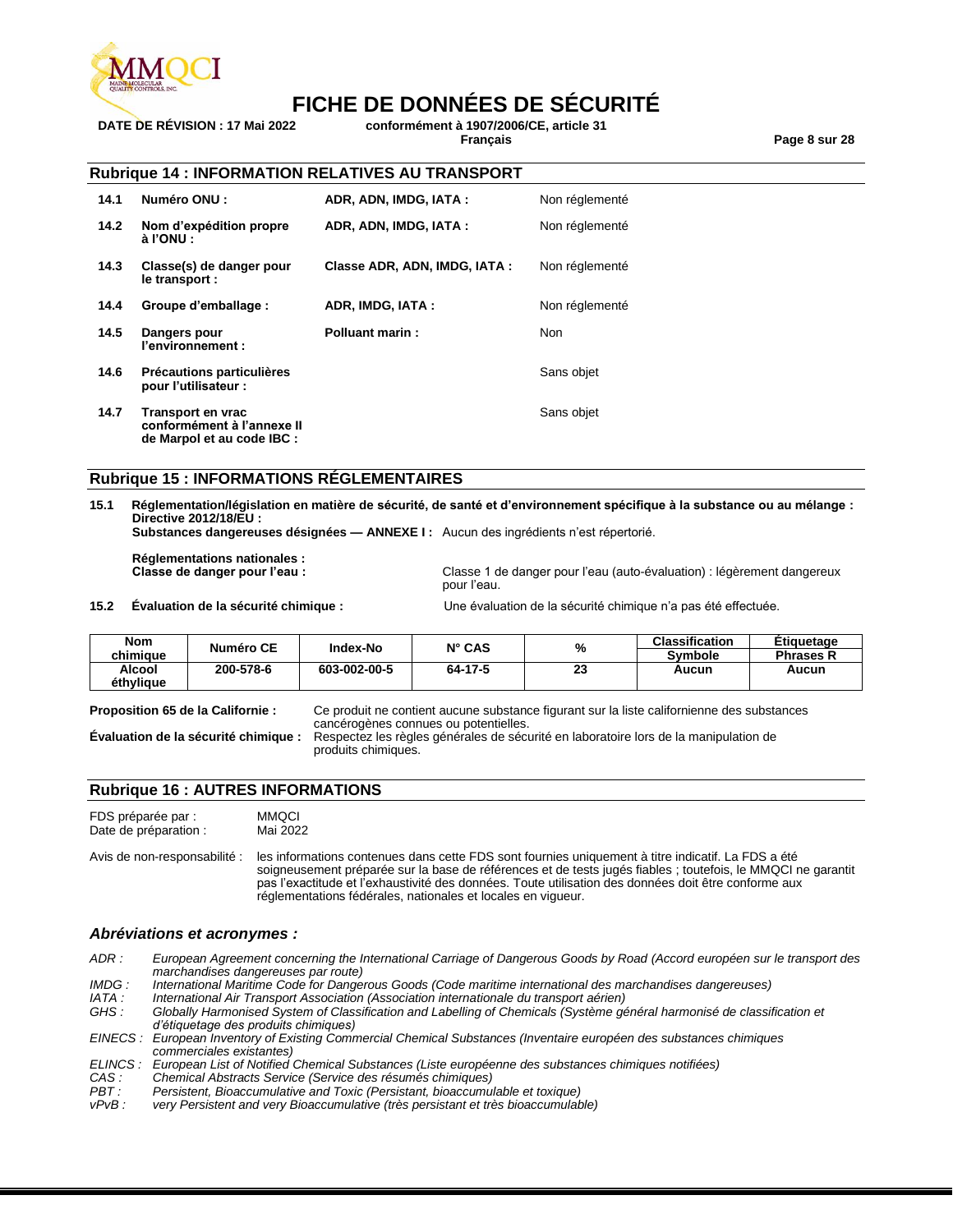## Rubrique 14 : INFORMATION RELATIVES AU TRANSPORT

| | | | |
|---|---|---|---|
| 14.1 | **Numéro ONU :** | **ADR, ADN, IMDG, IATA :** | Non réglementé |
| 14.2 | **Nom d'expédition propre à l'ONU :** | **ADR, ADN, IMDG, IATA :** | Non réglementé |
| 14.3 | **Classe(s) de danger pour le transport :** | **Classe ADR, ADN, IMDG, IATA :** | Non réglementé |
| 14.4 | **Groupe d'emballage :** | **ADR, IMDG, IATA :** | Non réglementé |
| 14.5 | **Dangers pour l'environnement :** | **Polluant marin :** | Non |
| 14.6 | **Précautions particulières pour l'utilisateur :** | | Sans objet |
| 14.7 | **Transport en vrac conformément à l'annexe II de Marpol et au code IBC :** | | Sans objet |

## Rubrique 15 : INFORMATIONS RÉGLEMENTAIRES

**15.1 Réglementation/législation en matière de sécurité, de santé et d'environnement spécifique à la substance ou au mélange :**
**Directive 2012/18/EU :**
**Substances dangereuses désignées — ANNEXE I :** Aucun des ingrédients n'est répertorié.

**Réglementations nationales :**
**Classe de danger pour l'eau :** Classe 1 de danger pour l'eau (auto-évaluation) : légèrement dangereux pour l'eau.

**15.2 Évaluation de la sécurité chimique :** Une évaluation de la sécurité chimique n'a pas été effectuée.

| Nom chimique | Numéro CE | Index-No | N° CAS | % | Classification | Étiquetage |
|---|---|---|---|---|---|---|
| | | | | | Symbole | Phrases R |
| Alcool éthylique | 200-578-6 | 603-002-00-5 | 64-17-5 | 23 | Aucun | Aucun |

**Proposition 65 de la Californie :** Ce produit ne contient aucune substance figurant sur la liste californienne des substances cancérogènes connues ou potentielles.

**Évaluation de la sécurité chimique :** Respectez les règles générales de sécurité en laboratoire lors de la manipulation de produits chimiques.

## Rubrique 16 : AUTRES INFORMATIONS

FDS préparée par : MMQCI
Date de préparation : Mai 2022

Avis de non-responsabilité : les informations contenues dans cette FDS sont fournies uniquement à titre indicatif. La FDS a été soigneusement préparée sur la base de références et de tests jugés fiables ; toutefois, le MMQCI ne garantit pas l'exactitude et l'exhaustivité des données. Toute utilisation des données doit être conforme aux réglementations fédérales, nationales et locales en vigueur.

### *Abréviations et acronymes :*

*ADR : European Agreement concerning the International Carriage of Dangerous Goods by Road (Accord européen sur le transport des marchandises dangereuses par route)*
*IMDG : International Maritime Code for Dangerous Goods (Code maritime international des marchandises dangereuses)*
*IATA : International Air Transport Association (Association internationale du transport aérien)*
*GHS : Globally Harmonised System of Classification and Labelling of Chemicals (Système général harmonisé de classification et d'étiquetage des produits chimiques)*
*EINECS : European Inventory of Existing Commercial Chemical Substances (Inventaire européen des substances chimiques commerciales existantes)*
*ELINCS : European List of Notified Chemical Substances (Liste européenne des substances chimiques notifiées)*
*CAS : Chemical Abstracts Service (Service des résumés chimiques)*
*PBT : Persistent, Bioaccumulative and Toxic (Persistant, bioaccumulable et toxique)*
*vPvB : very Persistent and very Bioaccumulative (très persistant et très bioaccumulable)*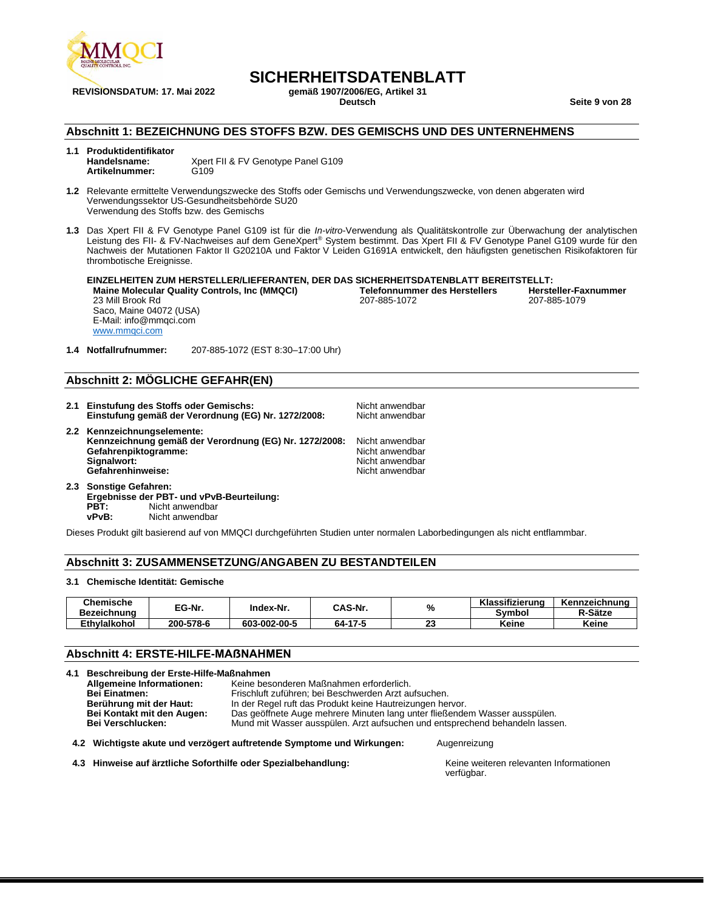# SICHERHEITSDATENBLATT

**REVISIONSDATUM: 17. Mai 2022**

**gemäß 1907/2006/EG, Artikel 31**
**Deutsch**

## Abschnitt 1: BEZEICHNUNG DES STOFFS BZW. DES GEMISCHS UND DES UNTERNEHMENS

**1.1 Produktidentifikator**
**Handelsname:** Xpert FII & FV Genotype Panel G109
**Artikelnummer:** G109

**1.2** Relevante ermittelte Verwendungszwecke des Stoffs oder Gemischs und Verwendungszwecke, von denen abgeraten wird
Verwendungssektor US-Gesundheitsbehörde SU20
Verwendung des Stoffs bzw. des Gemischs

**1.3** Das Xpert FII & FV Genotype Panel G109 ist für die *In-vitro*-Verwendung als Qualitätskontrolle zur Überwachung der analytischen Leistung des FII- & FV-Nachweises auf dem GeneXpert® System bestimmt. Das Xpert FII & FV Genotype Panel G109 wurde für den Nachweis der Mutationen Faktor II G20210A und Faktor V Leiden G1691A entwickelt, den häufigsten genetischen Risikofaktoren für thrombotische Ereignisse.

**EINZELHEITEN ZUM HERSTELLER/LIEFERANTEN, DER DAS SICHERHEITSDATENBLATT BEREITSTELLT:**

**Maine Molecular Quality Controls, Inc (MMQCI)**
23 Mill Brook Rd
Saco, Maine 04072 (USA)
E-Mail: info@mmqci.com
www.mmqci.com

**Telefonnummer des Herstellers**
207-885-1072

**Hersteller-Faxnummer**
207-885-1079

**1.4 Notfallrufnummer:** 207-885-1072 (EST 8:30–17:00 Uhr)

## Abschnitt 2: MÖGLICHE GEFAHR(EN)

**2.1 Einstufung des Stoffs oder Gemischs:** Nicht anwendbar
**Einstufung gemäß der Verordnung (EG) Nr. 1272/2008:** Nicht anwendbar

**2.2 Kennzeichnungselemente:**
**Kennzeichnung gemäß der Verordnung (EG) Nr. 1272/2008:** Nicht anwendbar
**Gefahrenpiktogramme:** Nicht anwendbar
**Signalwort:** Nicht anwendbar
**Gefahrenhinweise:** Nicht anwendbar

**2.3 Sonstige Gefahren:**
**Ergebnisse der PBT- und vPvB-Beurteilung:**
**PBT:** Nicht anwendbar
**vPvB:** Nicht anwendbar

Dieses Produkt gilt basierend auf von MMQCI durchgeführten Studien unter normalen Laborbedingungen als nicht entflammbar.

## Abschnitt 3: ZUSAMMENSETZUNG/ANGABEN ZU BESTANDTEILEN

**3.1 Chemische Identität: Gemische**

| Chemische Bezeichnung | EG-Nr. | Index-Nr. | CAS-Nr. | % | Klassifizierung Symbol | Kennzeichnung R-Sätze |
|---|---|---|---|---|---|---|
| Ethylalkohol | 200-578-6 | 603-002-00-5 | 64-17-5 | 23 | Keine | Keine |

## Abschnitt 4: ERSTE-HILFE-MAßNAHMEN

**4.1 Beschreibung der Erste-Hilfe-Maßnahmen**
**Allgemeine Informationen:** Keine besonderen Maßnahmen erforderlich.
**Bei Einatmen:** Frischluft zuführen; bei Beschwerden Arzt aufsuchen.
**Berührung mit der Haut:** In der Regel ruft das Produkt keine Hautreizungen hervor.
**Bei Kontakt mit den Augen:** Das geöffnete Auge mehrere Minuten lang unter fließendem Wasser ausspülen.
**Bei Verschlucken:** Mund mit Wasser ausspülen. Arzt aufsuchen und entsprechend behandeln lassen.

**4.2 Wichtigste akute und verzögert auftretende Symptome und Wirkungen:** Augenreizung

**4.3 Hinweise auf ärztliche Soforthilfe oder Spezialbehandlung:** Keine weiteren relevanten Informationen verfügbar.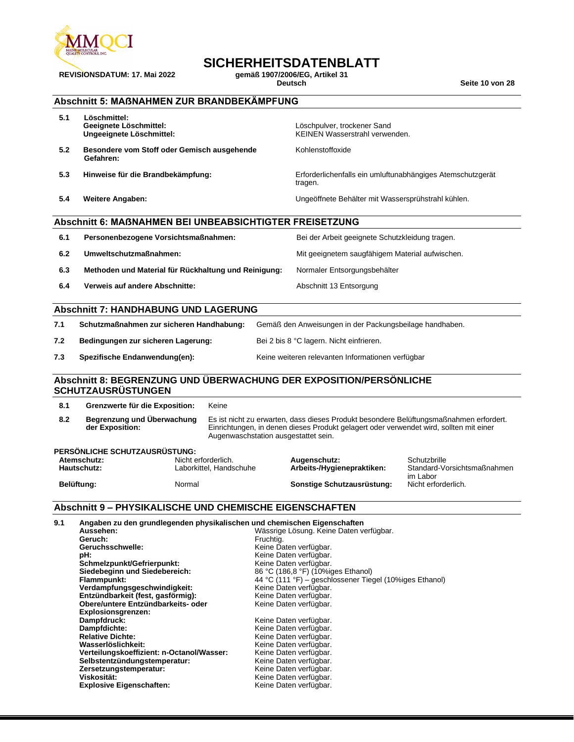## Abschnitt 5: MAßNAHMEN ZUR BRANDBEKÄMPFUNG

| | | |
|---|---|---|
| **5.1** | **Löschmittel:** | |
| | **Geeignete Löschmittel:** | Löschpulver, trockener Sand |
| | **Ungeeignete Löschmittel:** | KEINEN Wasserstrahl verwenden. |
| **5.2** | **Besondere vom Stoff oder Gemisch ausgehende Gefahren:** | Kohlenstoffoxide |
| **5.3** | **Hinweise für die Brandbekämpfung:** | Erforderlichenfalls ein umluftunabhängiges Atemschutzgerät tragen. |
| **5.4** | **Weitere Angaben:** | Ungeöffnete Behälter mit Wassersprühstrahl kühlen. |

## Abschnitt 6: MAßNAHMEN BEI UNBEABSICHTIGTER FREISETZUNG

| | | |
|---|---|---|
| **6.1** | **Personenbezogene Vorsichtsmaßnahmen:** | Bei der Arbeit geeignete Schutzkleidung tragen. |
| **6.2** | **Umweltschutzmaßnahmen:** | Mit geeignetem saugfähigem Material aufwischen. |
| **6.3** | **Methoden und Material für Rückhaltung und Reinigung:** | Normaler Entsorgungsbehälter |
| **6.4** | **Verweis auf andere Abschnitte:** | Abschnitt 13 Entsorgung |

## Abschnitt 7: HANDHABUNG UND LAGERUNG

| | | |
|---|---|---|
| **7.1** | **Schutzmaßnahmen zur sicheren Handhabung:** | Gemäß den Anweisungen in der Packungsbeilage handhaben. |
| **7.2** | **Bedingungen zur sicheren Lagerung:** | Bei 2 bis 8 °C lagern. Nicht einfrieren. |
| **7.3** | **Spezifische Endanwendung(en):** | Keine weiteren relevanten Informationen verfügbar |

## Abschnitt 8: BEGRENZUNG UND ÜBERWACHUNG DER EXPOSITION/PERSÖNLICHE SCHUTZAUSRÜSTUNGEN

| | | |
|---|---|---|
| **8.1** | **Grenzwerte für die Exposition:** | Keine |
| **8.2** | **Begrenzung und Überwachung der Exposition:** | Es ist nicht zu erwarten, dass dieses Produkt besondere Belüftungsmaßnahmen erfordert. Einrichtungen, in denen dieses Produkt gelagert oder verwendet wird, sollten mit einer Augenwaschstation ausgestattet sein. |

**PERSÖNLICHE SCHUTZAUSRÜSTUNG:**

| | | | |
|---|---|---|---|
| **Atemschutz:** | Nicht erforderlich. | **Augenschutz:** | Schutzbrille |
| **Hautschutz:** | Laborkittel, Handschuhe | **Arbeits-/Hygienepraktiken:** | Standard-Vorsichtsmaßnahmen im Labor |
| **Belüftung:** | Normal | **Sonstige Schutzausrüstung:** | Nicht erforderlich. |

## Abschnitt 9 – PHYSIKALISCHE UND CHEMISCHE EIGENSCHAFTEN

**9.1 Angaben zu den grundlegenden physikalischen und chemischen Eigenschaften**

| | |
|---|---|
| **Aussehen:** | Wässrige Lösung. Keine Daten verfügbar. |
| **Geruch:** | Fruchtig. |
| **Geruchsschwelle:** | Keine Daten verfügbar. |
| **pH:** | Keine Daten verfügbar. |
| **Schmelzpunkt/Gefrierpunkt:** | Keine Daten verfügbar. |
| **Siedebeginn und Siedebereich:** | 86 °C (186,8 °F) (10%iges Ethanol) |
| **Flammpunkt:** | 44 °C (111 °F) – geschlossener Tiegel (10%iges Ethanol) |
| **Verdampfungsgeschwindigkeit:** | Keine Daten verfügbar. |
| **Entzündbarkeit (fest, gasförmig):** | Keine Daten verfügbar. |
| **Obere/untere Entzündbarkeits- oder Explosionsgrenzen:** | Keine Daten verfügbar. |
| **Dampfdruck:** | Keine Daten verfügbar. |
| **Dampfdichte:** | Keine Daten verfügbar. |
| **Relative Dichte:** | Keine Daten verfügbar. |
| **Wasserlöslichkeit:** | Keine Daten verfügbar. |
| **Verteilungskoeffizient: n-Octanol/Wasser:** | Keine Daten verfügbar. |
| **Selbstentzündungstemperatur:** | Keine Daten verfügbar. |
| **Zersetzungstemperatur:** | Keine Daten verfügbar. |
| **Viskosität:** | Keine Daten verfügbar. |
| **Explosive Eigenschaften:** | Keine Daten verfügbar. |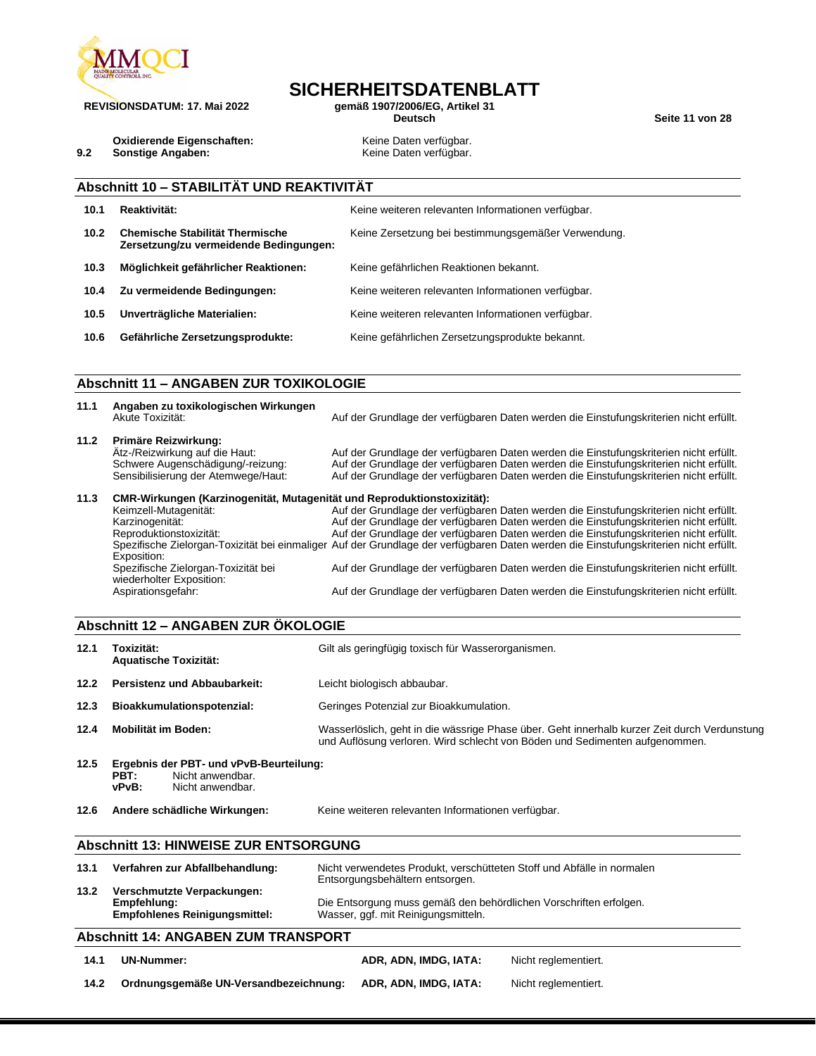| | | |
|---|---|---|
| | **Oxidierende Eigenschaften:** | Keine Daten verfügbar. |
| **9.2** | **Sonstige Angaben:** | Keine Daten verfügbar. |

## Abschnitt 10 – STABILITÄT UND REAKTIVITÄT

| | | |
|---|---|---|
| **10.1** | **Reaktivität:** | Keine weiteren relevanten Informationen verfügbar. |
| **10.2** | **Chemische Stabilität Thermische Zersetzung/zu vermeidende Bedingungen:** | Keine Zersetzung bei bestimmungsgemäßer Verwendung. |
| **10.3** | **Möglichkeit gefährlicher Reaktionen:** | Keine gefährlichen Reaktionen bekannt. |
| **10.4** | **Zu vermeidende Bedingungen:** | Keine weiteren relevanten Informationen verfügbar. |
| **10.5** | **Unverträgliche Materialien:** | Keine weiteren relevanten Informationen verfügbar. |
| **10.6** | **Gefährliche Zersetzungsprodukte:** | Keine gefährlichen Zersetzungsprodukte bekannt. |

## Abschnitt 11 – ANGABEN ZUR TOXIKOLOGIE

| | | |
|---|---|---|
| **11.1** | **Angaben zu toxikologischen Wirkungen** | |
| | Akute Toxizität: | Auf der Grundlage der verfügbaren Daten werden die Einstufungskriterien nicht erfüllt. |
| **11.2** | **Primäre Reizwirkung:** | |
| | Ätz-/Reizwirkung auf die Haut: | Auf der Grundlage der verfügbaren Daten werden die Einstufungskriterien nicht erfüllt. |
| | Schwere Augenschädigung/-reizung: | Auf der Grundlage der verfügbaren Daten werden die Einstufungskriterien nicht erfüllt. |
| | Sensibilisierung der Atemwege/Haut: | Auf der Grundlage der verfügbaren Daten werden die Einstufungskriterien nicht erfüllt. |
| **11.3** | **CMR-Wirkungen (Karzinogenität, Mutagenität und Reproduktionstoxizität):** | |
| | Keimzell-Mutagenität: | Auf der Grundlage der verfügbaren Daten werden die Einstufungskriterien nicht erfüllt. |
| | Karzinogenität: | Auf der Grundlage der verfügbaren Daten werden die Einstufungskriterien nicht erfüllt. |
| | Reproduktionstoxizität: | Auf der Grundlage der verfügbaren Daten werden die Einstufungskriterien nicht erfüllt. |
| | Spezifische Zielorgan-Toxizität bei einmaliger Exposition: | Auf der Grundlage der verfügbaren Daten werden die Einstufungskriterien nicht erfüllt. |
| | Spezifische Zielorgan-Toxizität bei wiederholter Exposition: | Auf der Grundlage der verfügbaren Daten werden die Einstufungskriterien nicht erfüllt. |
| | Aspirationsgefahr: | Auf der Grundlage der verfügbaren Daten werden die Einstufungskriterien nicht erfüllt. |

## Abschnitt 12 – ANGABEN ZUR ÖKOLOGIE

| | | |
|---|---|---|
| **12.1** | **Toxizität: Aquatische Toxizität:** | Gilt als geringfügig toxisch für Wasserorganismen. |
| **12.2** | **Persistenz und Abbaubarkeit:** | Leicht biologisch abbaubar. |
| **12.3** | **Bioakkumulationspotenzial:** | Geringes Potenzial zur Bioakkumulation. |
| **12.4** | **Mobilität im Boden:** | Wasserlöslich, geht in die wässrige Phase über. Geht innerhalb kurzer Zeit durch Verdunstung und Auflösung verloren. Wird schlecht von Böden und Sedimenten aufgenommen. |
| **12.5** | **Ergebnis der PBT- und vPvB-Beurteilung:** | |
| | **PBT:** Nicht anwendbar. | |
| | **vPvB:** Nicht anwendbar. | |
| **12.6** | **Andere schädliche Wirkungen:** | Keine weiteren relevanten Informationen verfügbar. |

## Abschnitt 13: HINWEISE ZUR ENTSORGUNG

| | | |
|---|---|---|
| **13.1** | **Verfahren zur Abfallbehandlung:** | Nicht verwendetes Produkt, verschütteten Stoff und Abfälle in normalen Entsorgungsbehältern entsorgen. |
| **13.2** | **Verschmutzte Verpackungen:** | |
| | **Empfehlung:** | Die Entsorgung muss gemäß den behördlichen Vorschriften erfolgen. |
| | **Empfohlenes Reinigungsmittel:** | Wasser, ggf. mit Reinigungsmitteln. |

## Abschnitt 14: ANGABEN ZUM TRANSPORT

| | | | |
|---|---|---|---|
| **14.1** | **UN-Nummer:** | **ADR, ADN, IMDG, IATA:** | Nicht reglementiert. |
| **14.2** | **Ordnungsgemäße UN-Versandbezeichnung:** | **ADR, ADN, IMDG, IATA:** | Nicht reglementiert. |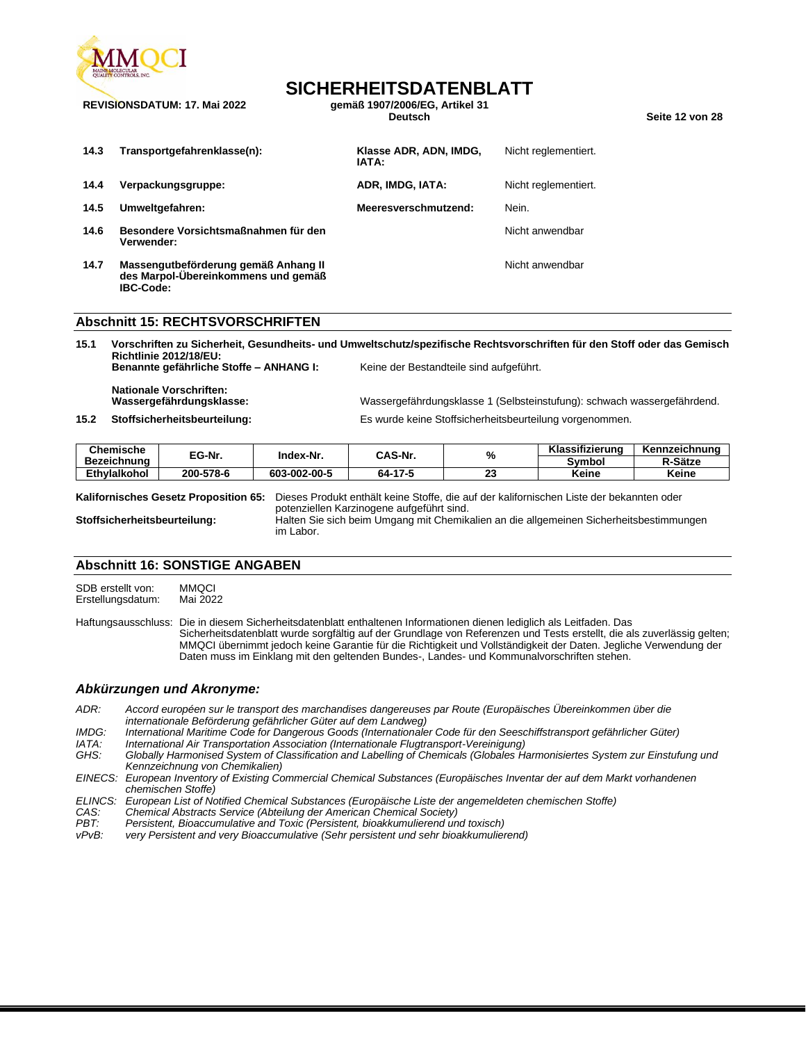| | | | |
|---|---|---|---|
| **14.3** | **Transportgefahrenklasse(n):** | **Klasse ADR, ADN, IMDG, IATA:** | Nicht reglementiert. |
| **14.4** | **Verpackungsgruppe:** | **ADR, IMDG, IATA:** | Nicht reglementiert. |
| **14.5** | **Umweltgefahren:** | **Meeresverschmutzend:** | Nein. |
| **14.6** | **Besondere Vorsichtsmaßnahmen für den Verwender:** | | Nicht anwendbar |
| **14.7** | **Massengutbeförderung gemäß Anhang II des Marpol-Übereinkommens und gemäß IBC-Code:** | | Nicht anwendbar |

## Abschnitt 15: RECHTSVORSCHRIFTEN

**15.1 Vorschriften zu Sicherheit, Gesundheits- und Umweltschutz/spezifische Rechtsvorschriften für den Stoff oder das Gemisch**

**Richtlinie 2012/18/EU:**
**Benannte gefährliche Stoffe – ANHANG I:** Keine der Bestandteile sind aufgeführt.

**Nationale Vorschriften:**
**Wassergefährdungsklasse:** Wassergefährdungsklasse 1 (Selbsteinstufung): schwach wassergefährdend.

**15.2 Stoffsicherheitsbeurteilung:** Es wurde keine Stoffsicherheitsbeurteilung vorgenommen.

| Chemische Bezeichnung | EG-Nr. | Index-Nr. | CAS-Nr. | % | Klassifizierung Symbol | Kennzeichnung R-Sätze |
|---|---|---|---|---|---|---|
| Ethylalkohol | 200-578-6 | 603-002-00-5 | 64-17-5 | 23 | Keine | Keine |

**Kalifornisches Gesetz Proposition 65:** Dieses Produkt enthält keine Stoffe, die auf der kalifornischen Liste der bekannten oder potenziellen Karzinogene aufgeführt sind.

**Stoffsicherheitsbeurteilung:** Halten Sie sich beim Umgang mit Chemikalien an die allgemeinen Sicherheitsbestimmungen im Labor.

## Abschnitt 16: SONSTIGE ANGABEN

SDB erstellt von: MMQCI
Erstellungsdatum: Mai 2022

Haftungsausschluss: Die in diesem Sicherheitsdatenblatt enthaltenen Informationen dienen lediglich als Leitfaden. Das Sicherheitsdatenblatt wurde sorgfältig auf der Grundlage von Referenzen und Tests erstellt, die als zuverlässig gelten; MMQCI übernimmt jedoch keine Garantie für die Richtigkeit und Vollständigkeit der Daten. Jegliche Verwendung der Daten muss im Einklang mit den geltenden Bundes-, Landes- und Kommunalvorschriften stehen.

### *Abkürzungen und Akronyme:*

*ADR:* *Accord européen sur le transport des marchandises dangereuses par Route (Europäisches Übereinkommen über die internationale Beförderung gefährlicher Güter auf dem Landweg)*
*IMDG:* *International Maritime Code for Dangerous Goods (Internationaler Code für den Seeschiffstransport gefährlicher Güter)*
*IATA:* *International Air Transportation Association (Internationale Flugtransport-Vereinigung)*
*GHS:* *Globally Harmonised System of Classification and Labelling of Chemicals (Globales Harmonisiertes System zur Einstufung und Kennzeichnung von Chemikalien)*
*EINECS:* *European Inventory of Existing Commercial Chemical Substances (Europäisches Inventar der auf dem Markt vorhandenen chemischen Stoffe)*
*ELINCS:* *European List of Notified Chemical Substances (Europäische Liste der angemeldeten chemischen Stoffe)*
*CAS:* *Chemical Abstracts Service (Abteilung der American Chemical Society)*
*PBT:* *Persistent, Bioaccumulative and Toxic (Persistent, bioakkumulierend und toxisch)*
*vPvB:* *very Persistent and very Bioaccumulative (Sehr persistent und sehr bioakkumulierend)*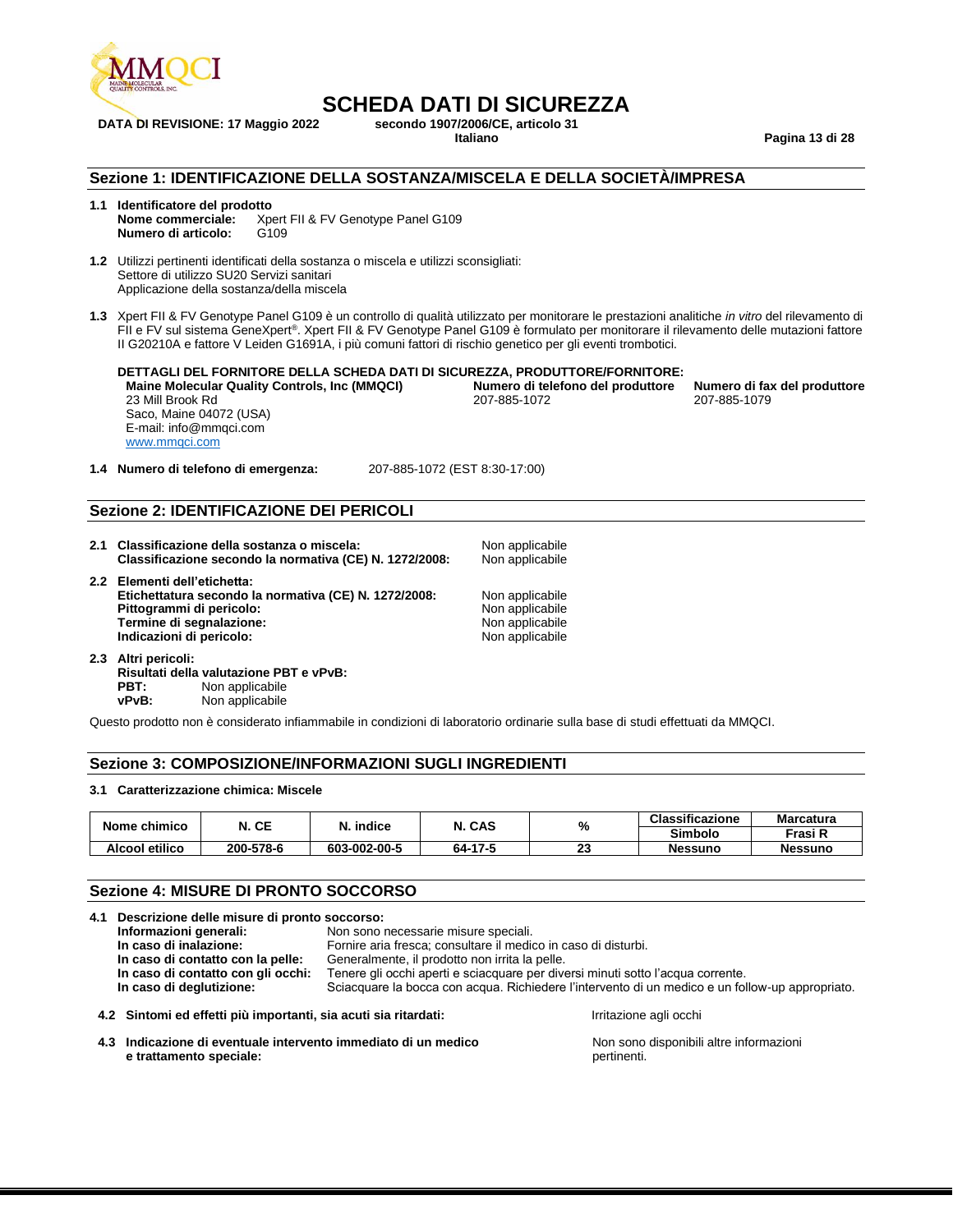# SCHEDA DATI DI SICUREZZA

**DATA DI REVISIONE: 17 Maggio 2022** **secondo 1907/2006/CE, articolo 31**
**Italiano**

## Sezione 1: IDENTIFICAZIONE DELLA SOSTANZA/MISCELA E DELLA SOCIETÀ/IMPRESA

**1.1 Identificatore del prodotto**
**Nome commerciale:** Xpert FII & FV Genotype Panel G109
**Numero di articolo:** G109

**1.2** Utilizzi pertinenti identificati della sostanza o miscela e utilizzi sconsigliati:
Settore di utilizzo SU20 Servizi sanitari
Applicazione della sostanza/della miscela

**1.3** Xpert FII & FV Genotype Panel G109 è un controllo di qualità utilizzato per monitorare le prestazioni analitiche *in vitro* del rilevamento di FII e FV sul sistema GeneXpert®. Xpert FII & FV Genotype Panel G109 è formulato per monitorare il rilevamento delle mutazioni fattore II G20210A e fattore V Leiden G1691A, i più comuni fattori di rischio genetico per gli eventi trombotici.

**DETTAGLI DEL FORNITORE DELLA SCHEDA DATI DI SICUREZZA, PRODUTTORE/FORNITORE:**

**Maine Molecular Quality Controls, Inc (MMQCI)**
23 Mill Brook Rd
Saco, Maine 04072 (USA)
E-mail: info@mmqci.com
www.mmqci.com

**Numero di telefono del produttore**
207-885-1072

**Numero di fax del produttore**
207-885-1079

**1.4 Numero di telefono di emergenza:** 207-885-1072 (EST 8:30-17:00)

## Sezione 2: IDENTIFICAZIONE DEI PERICOLI

**2.1 Classificazione della sostanza o miscela:** Non applicabile
**Classificazione secondo la normativa (CE) N. 1272/2008:** Non applicabile

**2.2 Elementi dell'etichetta:**
**Etichettatura secondo la normativa (CE) N. 1272/2008:** Non applicabile
**Pittogrammi di pericolo:** Non applicabile
**Termine di segnalazione:** Non applicabile
**Indicazioni di pericolo:** Non applicabile

**2.3 Altri pericoli:**
**Risultati della valutazione PBT e vPvB:**
**PBT:** Non applicabile
**vPvB:** Non applicabile

Questo prodotto non è considerato infiammabile in condizioni di laboratorio ordinarie sulla base di studi effettuati da MMQCI.

## Sezione 3: COMPOSIZIONE/INFORMAZIONI SUGLI INGREDIENTI

**3.1 Caratterizzazione chimica: Miscele**

| Nome chimico | N. CE | N. indice | N. CAS | % | Classificazione | Marcatura |
|---|---|---|---|---|---|---|
| | | | | | Simbolo | Frasi R |
| Alcool etilico | 200-578-6 | 603-002-00-5 | 64-17-5 | 23 | Nessuno | Nessuno |

## Sezione 4: MISURE DI PRONTO SOCCORSO

**4.1 Descrizione delle misure di pronto soccorso:**
**Informazioni generali:** Non sono necessarie misure speciali.
**In caso di inalazione:** Fornire aria fresca; consultare il medico in caso di disturbi.
**In caso di contatto con la pelle:** Generalmente, il prodotto non irrita la pelle.
**In caso di contatto con gli occhi:** Tenere gli occhi aperti e sciacquare per diversi minuti sotto l'acqua corrente.
**In caso di deglutizione:** Sciacquare la bocca con acqua. Richiedere l'intervento di un medico e un follow-up appropriato.

**4.2 Sintomi ed effetti più importanti, sia acuti sia ritardati:** Irritazione agli occhi

**4.3 Indicazione di eventuale intervento immediato di un medico e trattamento speciale:** Non sono disponibili altre informazioni pertinenti.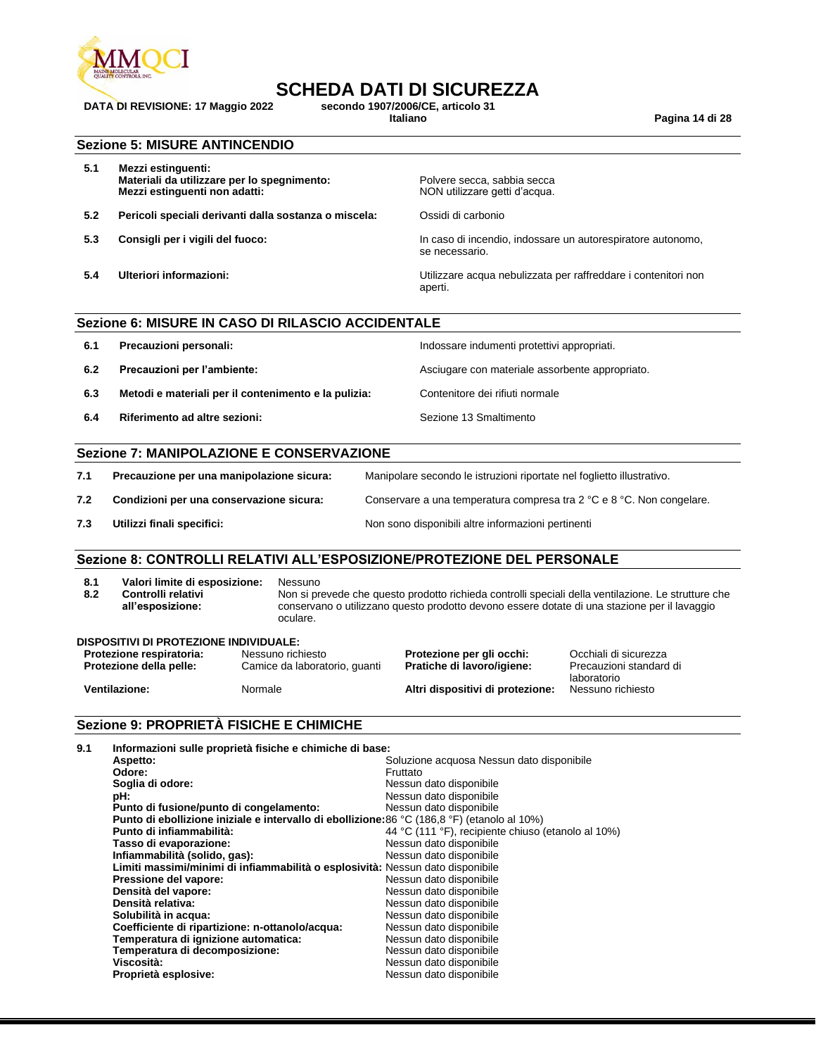## Sezione 5: MISURE ANTINCENDIO

| | | |
|---|---|---|
| **5.1** | **Mezzi estinguenti:**<br>**Materiali da utilizzare per lo spegnimento:**<br>**Mezzi estinguenti non adatti:** | <br>Polvere secca, sabbia secca<br>NON utilizzare getti d'acqua. |
| **5.2** | **Pericoli speciali derivanti dalla sostanza o miscela:** | Ossidi di carbonio |
| **5.3** | **Consigli per i vigili del fuoco:** | In caso di incendio, indossare un autorespiratore autonomo, se necessario. |
| **5.4** | **Ulteriori informazioni:** | Utilizzare acqua nebulizzata per raffreddare i contenitori non aperti. |

## Sezione 6: MISURE IN CASO DI RILASCIO ACCIDENTALE

| | | |
|---|---|---|
| **6.1** | **Precauzioni personali:** | Indossare indumenti protettivi appropriati. |
| **6.2** | **Precauzioni per l'ambiente:** | Asciugare con materiale assorbente appropriato. |
| **6.3** | **Metodi e materiali per il contenimento e la pulizia:** | Contenitore dei rifiuti normale |
| **6.4** | **Riferimento ad altre sezioni:** | Sezione 13 Smaltimento |

## Sezione 7: MANIPOLAZIONE E CONSERVAZIONE

| | | |
|---|---|---|
| **7.1** | **Precauzione per una manipolazione sicura:** | Manipolare secondo le istruzioni riportate nel foglietto illustrativo. |
| **7.2** | **Condizioni per una conservazione sicura:** | Conservare a una temperatura compresa tra 2 °C e 8 °C. Non congelare. |
| **7.3** | **Utilizzi finali specifici:** | Non sono disponibili altre informazioni pertinenti |

## Sezione 8: CONTROLLI RELATIVI ALL'ESPOSIZIONE/PROTEZIONE DEL PERSONALE

| | | |
|---|---|---|
| **8.1** | **Valori limite di esposizione:** | Nessuno |
| **8.2** | **Controlli relativi all'esposizione:** | Non si prevede che questo prodotto richieda controlli speciali della ventilazione. Le strutture che conservano o utilizzano questo prodotto devono essere dotate di una stazione per il lavaggio oculare. |

**DISPOSITIVI DI PROTEZIONE INDIVIDUALE:**

| | | | |
|---|---|---|---|
| **Protezione respiratoria:** | Nessuno richiesto | **Protezione per gli occhi:** | Occhiali di sicurezza |
| **Protezione della pelle:** | Camice da laboratorio, guanti | **Pratiche di lavoro/igiene:** | Precauzioni standard di laboratorio |
| **Ventilazione:** | Normale | **Altri dispositivi di protezione:** | Nessuno richiesto |

## Sezione 9: PROPRIETÀ FISICHE E CHIMICHE

**9.1 Informazioni sulle proprietà fisiche e chimiche di base:**

| | |
|---|---|
| **Aspetto:** | Soluzione acquosa Nessun dato disponibile |
| **Odore:** | Fruttato |
| **Soglia di odore:** | Nessun dato disponibile |
| **pH:** | Nessun dato disponibile |
| **Punto di fusione/punto di congelamento:** | Nessun dato disponibile |
| **Punto di ebollizione iniziale e intervallo di ebollizione:** | 86 °C (186,8 °F) (etanolo al 10%) |
| **Punto di infiammabilità:** | 44 °C (111 °F), recipiente chiuso (etanolo al 10%) |
| **Tasso di evaporazione:** | Nessun dato disponibile |
| **Infiammabilità (solido, gas):** | Nessun dato disponibile |
| **Limiti massimi/minimi di infiammabilità o esplosività:** | Nessun dato disponibile |
| **Pressione del vapore:** | Nessun dato disponibile |
| **Densità del vapore:** | Nessun dato disponibile |
| **Densità relativa:** | Nessun dato disponibile |
| **Solubilità in acqua:** | Nessun dato disponibile |
| **Coefficiente di ripartizione: n-ottanolo/acqua:** | Nessun dato disponibile |
| **Temperatura di ignizione automatica:** | Nessun dato disponibile |
| **Temperatura di decomposizione:** | Nessun dato disponibile |
| **Viscosità:** | Nessun dato disponibile |
| **Proprietà esplosive:** | Nessun dato disponibile |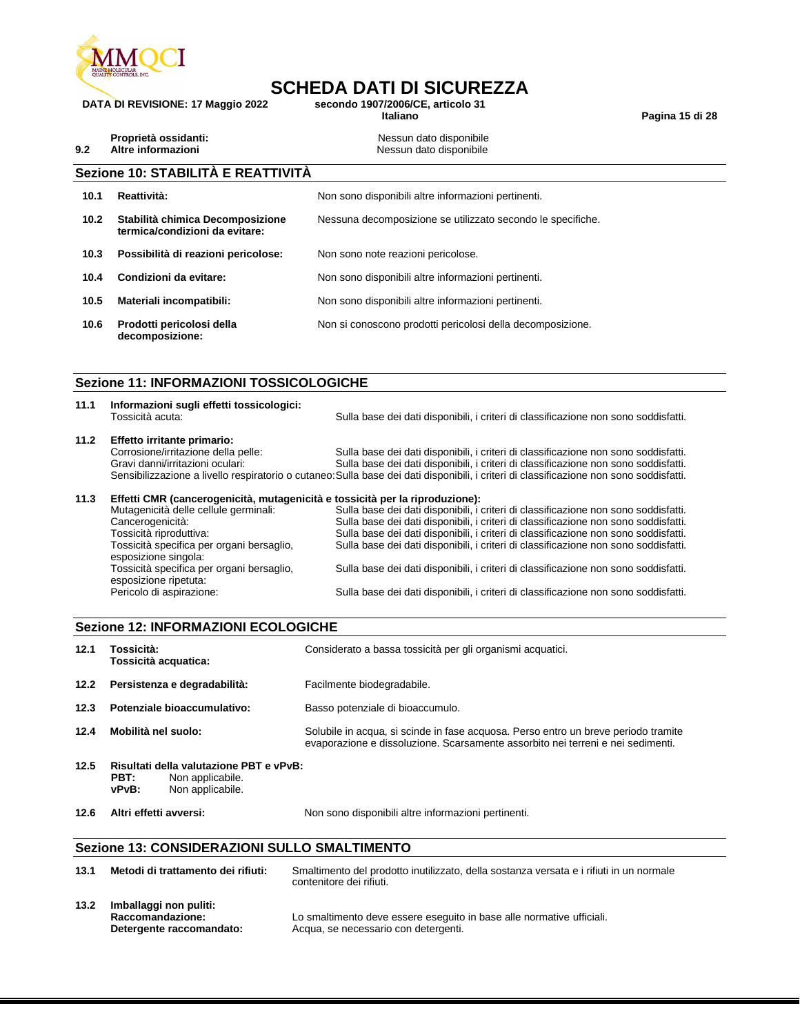| | | |
|---|---|---|
| | **Proprietà ossidanti:** | Nessun dato disponibile |
| **9.2** | **Altre informazioni** | Nessun dato disponibile |

## Sezione 10: STABILITÀ E REATTIVITÀ

| | | |
|---|---|---|
| **10.1** | **Reattività:** | Non sono disponibili altre informazioni pertinenti. |
| **10.2** | **Stabilità chimica Decomposizione termica/condizioni da evitare:** | Nessuna decomposizione se utilizzato secondo le specifiche. |
| **10.3** | **Possibilità di reazioni pericolose:** | Non sono note reazioni pericolose. |
| **10.4** | **Condizioni da evitare:** | Non sono disponibili altre informazioni pertinenti. |
| **10.5** | **Materiali incompatibili:** | Non sono disponibili altre informazioni pertinenti. |
| **10.6** | **Prodotti pericolosi della decomposizione:** | Non si conoscono prodotti pericolosi della decomposizione. |

## Sezione 11: INFORMAZIONI TOSSICOLOGICHE

**11.1 Informazioni sugli effetti tossicologici:**

| | |
|---|---|
| Tossicità acuta: | Sulla base dei dati disponibili, i criteri di classificazione non sono soddisfatti. |

**11.2 Effetto irritante primario:**

| | |
|---|---|
| Corrosione/irritazione della pelle: | Sulla base dei dati disponibili, i criteri di classificazione non sono soddisfatti. |
| Gravi danni/irritazioni oculari: | Sulla base dei dati disponibili, i criteri di classificazione non sono soddisfatti. |
| Sensibilizzazione a livello respiratorio o cutaneo: | Sulla base dei dati disponibili, i criteri di classificazione non sono soddisfatti. |

**11.3 Effetti CMR (cancerogenicità, mutagenicità e tossicità per la riproduzione):**

| | |
|---|---|
| Mutagenicità delle cellule germinali: | Sulla base dei dati disponibili, i criteri di classificazione non sono soddisfatti. |
| Cancerogenicità: | Sulla base dei dati disponibili, i criteri di classificazione non sono soddisfatti. |
| Tossicità riproduttiva: | Sulla base dei dati disponibili, i criteri di classificazione non sono soddisfatti. |
| Tossicità specifica per organi bersaglio, esposizione singola: | Sulla base dei dati disponibili, i criteri di classificazione non sono soddisfatti. |
| Tossicità specifica per organi bersaglio, esposizione ripetuta: | Sulla base dei dati disponibili, i criteri di classificazione non sono soddisfatti. |
| Pericolo di aspirazione: | Sulla base dei dati disponibili, i criteri di classificazione non sono soddisfatti. |

## Sezione 12: INFORMAZIONI ECOLOGICHE

| | | |
|---|---|---|
| **12.1** | **Tossicità:** **Tossicità acquatica:** | Considerato a bassa tossicità per gli organismi acquatici. |
| **12.2** | **Persistenza e degradabilità:** | Facilmente biodegradabile. |
| **12.3** | **Potenziale bioaccumulativo:** | Basso potenziale di bioaccumulo. |
| **12.4** | **Mobilità nel suolo:** | Solubile in acqua, si scinde in fase acquosa. Perso entro un breve periodo tramite evaporazione e dissoluzione. Scarsamente assorbito nei terreni e nei sedimenti. |

**12.5 Risultati della valutazione PBT e vPvB:**

**PBT:** Non applicabile.
**vPvB:** Non applicabile.

| | | |
|---|---|---|
| **12.6** | **Altri effetti avversi:** | Non sono disponibili altre informazioni pertinenti. |

## Sezione 13: CONSIDERAZIONI SULLO SMALTIMENTO

| | | |
|---|---|---|
| **13.1** | **Metodi di trattamento dei rifiuti:** | Smaltimento del prodotto inutilizzato, della sostanza versata e i rifiuti in un normale contenitore dei rifiuti. |

**13.2 Imballaggi non puliti:**

| | |
|---|---|
| **Raccomandazione:** | Lo smaltimento deve essere eseguito in base alle normative ufficiali. |
| **Detergente raccomandato:** | Acqua, se necessario con detergenti. |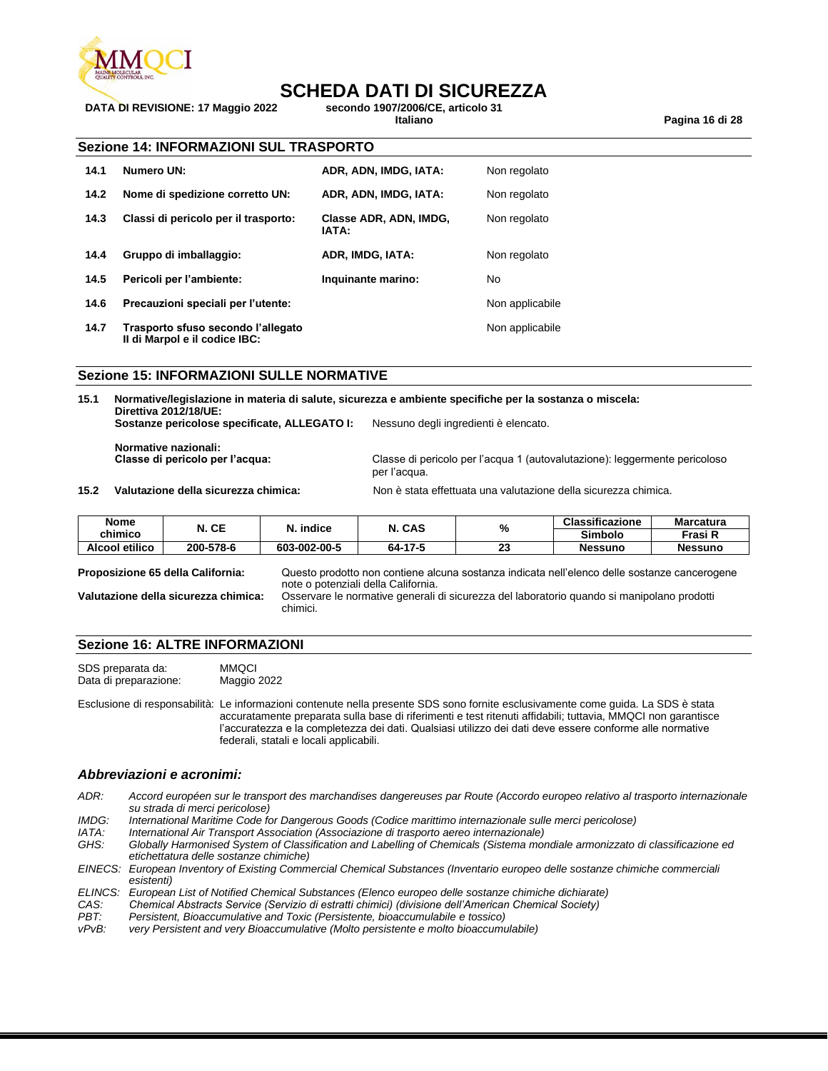## Sezione 14: INFORMAZIONI SUL TRASPORTO

| | | | |
|---|---|---|---|
| **14.1** | **Numero UN:** | **ADR, ADN, IMDG, IATA:** | Non regolato |
| **14.2** | **Nome di spedizione corretto UN:** | **ADR, ADN, IMDG, IATA:** | Non regolato |
| **14.3** | **Classi di pericolo per il trasporto:** | **Classe ADR, ADN, IMDG, IATA:** | Non regolato |
| **14.4** | **Gruppo di imballaggio:** | **ADR, IMDG, IATA:** | Non regolato |
| **14.5** | **Pericoli per l'ambiente:** | **Inquinante marino:** | No |
| **14.6** | **Precauzioni speciali per l'utente:** | | Non applicabile |
| **14.7** | **Trasporto sfuso secondo l'allegato II di Marpol e il codice IBC:** | | Non applicabile |

## Sezione 15: INFORMAZIONI SULLE NORMATIVE

**15.1 Normative/legislazione in materia di salute, sicurezza e ambiente specifiche per la sostanza o miscela:**
**Direttiva 2012/18/UE:**
**Sostanze pericolose specificate, ALLEGATO I:** Nessuno degli ingredienti è elencato.

**Normative nazionali:**
**Classe di pericolo per l'acqua:** Classe di pericolo per l'acqua 1 (autovalutazione): leggermente pericoloso per l'acqua.

**15.2 Valutazione della sicurezza chimica:** Non è stata effettuata una valutazione della sicurezza chimica.

| Nome chimico | N. CE | N. indice | N. CAS | % | Classificazione<br>Simbolo | Marcatura<br>Frasi R |
|---|---|---|---|---|---|---|
| **Alcool etilico** | **200-578-6** | **603-002-00-5** | **64-17-5** | **23** | **Nessuno** | **Nessuno** |

**Proposizione 65 della California:** Questo prodotto non contiene alcuna sostanza indicata nell'elenco delle sostanze cancerogene note o potenziali della California.

**Valutazione della sicurezza chimica:** Osservare le normative generali di sicurezza del laboratorio quando si manipolano prodotti chimici.

## Sezione 16: ALTRE INFORMAZIONI

SDS preparata da: MMQCI
Data di preparazione: Maggio 2022

Esclusione di responsabilità: Le informazioni contenute nella presente SDS sono fornite esclusivamente come guida. La SDS è stata accuratamente preparata sulla base di riferimenti e test ritenuti affidabili; tuttavia, MMQCI non garantisce l'accuratezza e la completezza dei dati. Qualsiasi utilizzo dei dati deve essere conforme alle normative federali, statali e locali applicabili.

### *Abbreviazioni e acronimi:*

*ADR: Accord européen sur le transport des marchandises dangereuses par Route (Accordo europeo relativo al trasporto internazionale su strada di merci pericolose)*
*IMDG: International Maritime Code for Dangerous Goods (Codice marittimo internazionale sulle merci pericolose)*
*IATA: International Air Transport Association (Associazione di trasporto aereo internazionale)*
*GHS: Globally Harmonised System of Classification and Labelling of Chemicals (Sistema mondiale armonizzato di classificazione ed etichettatura delle sostanze chimiche)*
*EINECS: European Inventory of Existing Commercial Chemical Substances (Inventario europeo delle sostanze chimiche commerciali esistenti)*
*ELINCS: European List of Notified Chemical Substances (Elenco europeo delle sostanze chimiche dichiarate)*
*CAS: Chemical Abstracts Service (Servizio di estratti chimici) (divisione dell'American Chemical Society)*
*PBT: Persistent, Bioaccumulative and Toxic (Persistente, bioaccumulabile e tossico)*
*vPvB: very Persistent and very Bioaccumulative (Molto persistente e molto bioaccumulabile)*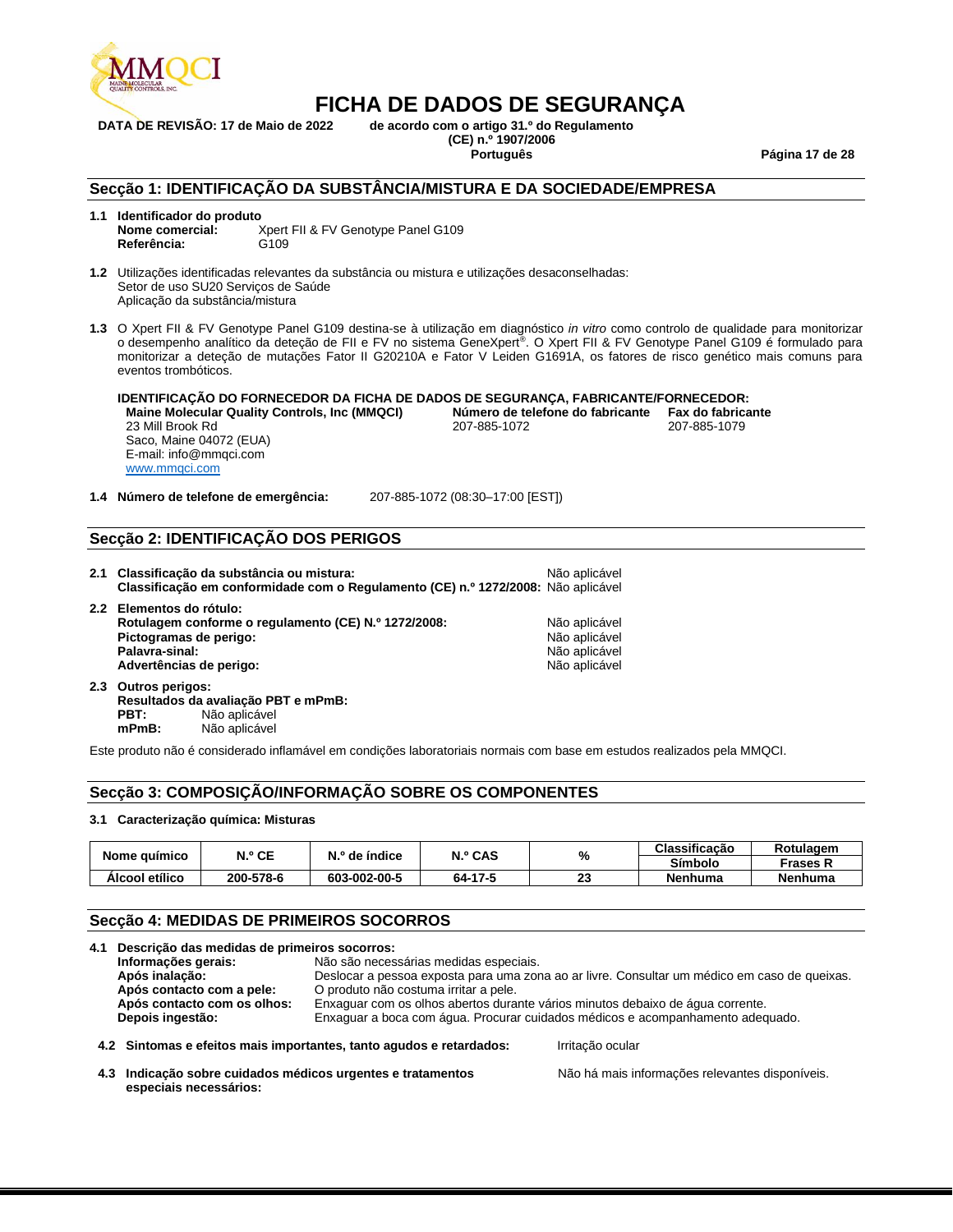# FICHA DE DADOS DE SEGURANÇA

**DATA DE REVISÃO: 17 de Maio de 2022** **de acordo com o artigo 31.º do Regulamento (CE) n.º 1907/2006**

**Português**

## Secção 1: IDENTIFICAÇÃO DA SUBSTÂNCIA/MISTURA E DA SOCIEDADE/EMPRESA

**1.1 Identificador do produto**

**Nome comercial:** Xpert FII & FV Genotype Panel G109
**Referência:** G109

**1.2** Utilizações identificadas relevantes da substância ou mistura e utilizações desaconselhadas:
Setor de uso SU20 Serviços de Saúde
Aplicação da substância/mistura

**1.3** O Xpert FII & FV Genotype Panel G109 destina-se à utilização em diagnóstico *in vitro* como controlo de qualidade para monitorizar o desempenho analítico da deteção de FII e FV no sistema GeneXpert®. O Xpert FII & FV Genotype Panel G109 é formulado para monitorizar a deteção de mutações Fator II G20210A e Fator V Leiden G1691A, os fatores de risco genético mais comuns para eventos trombóticos.

**IDENTIFICAÇÃO DO FORNECEDOR DA FICHA DE DADOS DE SEGURANÇA, FABRICANTE/FORNECEDOR:**

**Maine Molecular Quality Controls, Inc (MMQCI)**
23 Mill Brook Rd
Saco, Maine 04072 (EUA)
E-mail: info@mmqci.com
www.mmqci.com

**Número de telefone do fabricante**
207-885-1072

**Fax do fabricante**
207-885-1079

**1.4 Número de telefone de emergência:** 207-885-1072 (08:30–17:00 [EST])

## Secção 2: IDENTIFICAÇÃO DOS PERIGOS

**2.1 Classificação da substância ou mistura:** Não aplicável
**Classificação em conformidade com o Regulamento (CE) n.º 1272/2008:** Não aplicável

**2.2 Elementos do rótulo:**
**Rotulagem conforme o regulamento (CE) N.º 1272/2008:** Não aplicável
**Pictogramas de perigo:** Não aplicável
**Palavra-sinal:** Não aplicável
**Advertências de perigo:** Não aplicável

**2.3 Outros perigos:**
**Resultados da avaliação PBT e mPmB:**
**PBT:** Não aplicável
**mPmB:** Não aplicável

Este produto não é considerado inflamável em condições laboratoriais normais com base em estudos realizados pela MMQCI.

## Secção 3: COMPOSIÇÃO/INFORMAÇÃO SOBRE OS COMPONENTES

**3.1 Caracterização química: Misturas**

| Nome químico | N.º CE | N.º de índice | N.º CAS | % | Classificação | Rotulagem |
|---|---|---|---|---|---|---|
| | | | | | Símbolo | Frases R |
| Álcool etílico | 200-578-6 | 603-002-00-5 | 64-17-5 | 23 | Nenhuma | Nenhuma |

## Secção 4: MEDIDAS DE PRIMEIROS SOCORROS

**4.1 Descrição das medidas de primeiros socorros:**

**Informações gerais:** Não são necessárias medidas especiais.
**Após inalação:** Deslocar a pessoa exposta para uma zona ao ar livre. Consultar um médico em caso de queixas.
**Após contacto com a pele:** O produto não costuma irritar a pele.
**Após contacto com os olhos:** Enxaguar com os olhos abertos durante vários minutos debaixo de água corrente.
**Depois ingestão:** Enxaguar a boca com água. Procurar cuidados médicos e acompanhamento adequado.

**4.2 Sintomas e efeitos mais importantes, tanto agudos e retardados:** Irritação ocular

**4.3 Indicação sobre cuidados médicos urgentes e tratamentos especiais necessários:** Não há mais informações relevantes disponíveis.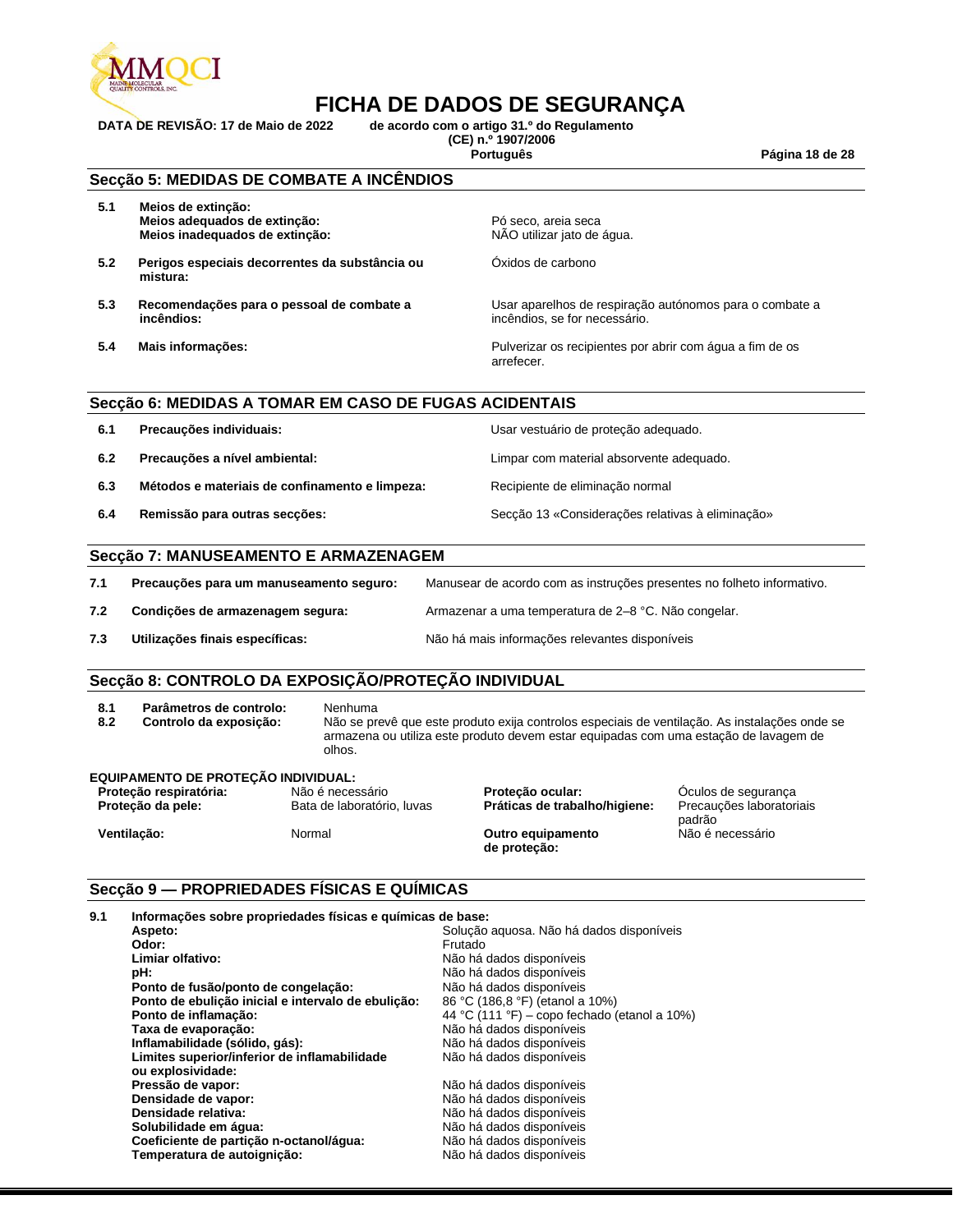# FICHA DE DADOS DE SEGURANÇA

**DATA DE REVISÃO: 17 de Maio de 2022** **de acordo com o artigo 31.º do Regulamento (CE) n.º 1907/2006**
**Português**

## Secção 5: MEDIDAS DE COMBATE A INCÊNDIOS

| | | |
|---|---|---|
| **5.1** | **Meios de extinção:** | |
| | **Meios adequados de extinção:** | Pó seco, areia seca |
| | **Meios inadequados de extinção:** | NÃO utilizar jato de água. |
| **5.2** | **Perigos especiais decorrentes da substância ou mistura:** | Óxidos de carbono |
| **5.3** | **Recomendações para o pessoal de combate a incêndios:** | Usar aparelhos de respiração autónomos para o combate a incêndios, se for necessário. |
| **5.4** | **Mais informações:** | Pulverizar os recipientes por abrir com água a fim de os arrefecer. |

## Secção 6: MEDIDAS A TOMAR EM CASO DE FUGAS ACIDENTAIS

| | | |
|---|---|---|
| **6.1** | **Precauções individuais:** | Usar vestuário de proteção adequado. |
| **6.2** | **Precauções a nível ambiental:** | Limpar com material absorvente adequado. |
| **6.3** | **Métodos e materiais de confinamento e limpeza:** | Recipiente de eliminação normal |
| **6.4** | **Remissão para outras secções:** | Secção 13 «Considerações relativas à eliminação» |

## Secção 7: MANUSEAMENTO E ARMAZENAGEM

| | | |
|---|---|---|
| **7.1** | **Precauções para um manuseamento seguro:** | Manusear de acordo com as instruções presentes no folheto informativo. |
| **7.2** | **Condições de armazenagem segura:** | Armazenar a uma temperatura de 2–8 °C. Não congelar. |
| **7.3** | **Utilizações finais específicas:** | Não há mais informações relevantes disponíveis |

## Secção 8: CONTROLO DA EXPOSIÇÃO/PROTEÇÃO INDIVIDUAL

| | | |
|---|---|---|
| **8.1** | **Parâmetros de controlo:** | Nenhuma |
| **8.2** | **Controlo da exposição:** | Não se prevê que este produto exija controlos especiais de ventilação. As instalações onde se armazena ou utiliza este produto devem estar equipadas com uma estação de lavagem de olhos. |

**EQUIPAMENTO DE PROTEÇÃO INDIVIDUAL:**

| | | | |
|---|---|---|---|
| **Proteção respiratória:** | Não é necessário | **Proteção ocular:** | Óculos de segurança |
| **Proteção da pele:** | Bata de laboratório, luvas | **Práticas de trabalho/higiene:** | Precauções laboratoriais padrão |
| **Ventilação:** | Normal | **Outro equipamento de proteção:** | Não é necessário |

## Secção 9 — PROPRIEDADES FÍSICAS E QUÍMICAS

**9.1 Informações sobre propriedades físicas e químicas de base:**

| | |
|---|---|
| **Aspeto:** | Solução aquosa. Não há dados disponíveis |
| **Odor:** | Frutado |
| **Limiar olfativo:** | Não há dados disponíveis |
| **pH:** | Não há dados disponíveis |
| **Ponto de fusão/ponto de congelação:** | Não há dados disponíveis |
| **Ponto de ebulição inicial e intervalo de ebulição:** | 86 °C (186,8 °F) (etanol a 10%) |
| **Ponto de inflamação:** | 44 °C (111 °F) – copo fechado (etanol a 10%) |
| **Taxa de evaporação:** | Não há dados disponíveis |
| **Inflamabilidade (sólido, gás):** | Não há dados disponíveis |
| **Limites superior/inferior de inflamabilidade ou explosividade:** | Não há dados disponíveis |
| **Pressão de vapor:** | Não há dados disponíveis |
| **Densidade de vapor:** | Não há dados disponíveis |
| **Densidade relativa:** | Não há dados disponíveis |
| **Solubilidade em água:** | Não há dados disponíveis |
| **Coeficiente de partição n-octanol/água:** | Não há dados disponíveis |
| **Temperatura de autoignição:** | Não há dados disponíveis |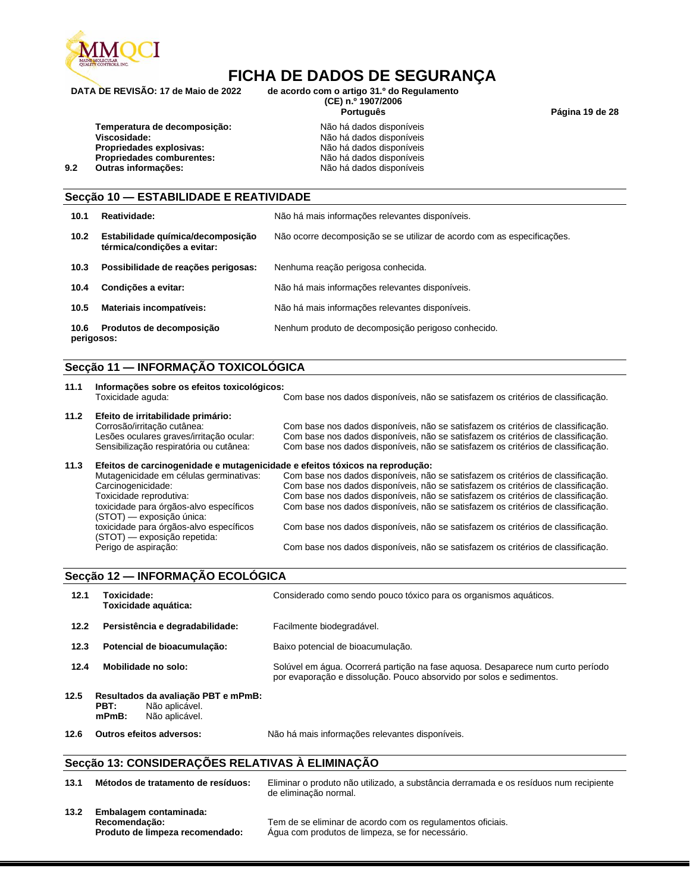| | |
|---|---|
| **Temperatura de decomposição:** | Não há dados disponíveis |
| **Viscosidade:** | Não há dados disponíveis |
| **Propriedades explosivas:** | Não há dados disponíveis |
| **Propriedades comburentes:** | Não há dados disponíveis |
| **9.2 Outras informações:** | Não há dados disponíveis |

## Secção 10 — ESTABILIDADE E REATIVIDADE

| | | |
|---|---|---|
| **10.1** | **Reatividade:** | Não há mais informações relevantes disponíveis. |
| **10.2** | **Estabilidade química/decomposição térmica/condições a evitar:** | Não ocorre decomposição se se utilizar de acordo com as especificações. |
| **10.3** | **Possibilidade de reações perigosas:** | Nenhuma reação perigosa conhecida. |
| **10.4** | **Condições a evitar:** | Não há mais informações relevantes disponíveis. |
| **10.5** | **Materiais incompatíveis:** | Não há mais informações relevantes disponíveis. |
| **10.6** | **Produtos de decomposição perigosos:** | Nenhum produto de decomposição perigoso conhecido. |

## Secção 11 — INFORMAÇÃO TOXICOLÓGICA

**11.1 Informações sobre os efeitos toxicológicos:**

| | |
|---|---|
| Toxicidade aguda: | Com base nos dados disponíveis, não se satisfazem os critérios de classificação. |

**11.2 Efeito de irritabilidade primário:**

| | |
|---|---|
| Corrosão/irritação cutânea: | Com base nos dados disponíveis, não se satisfazem os critérios de classificação. |
| Lesões oculares graves/irritação ocular: | Com base nos dados disponíveis, não se satisfazem os critérios de classificação. |
| Sensibilização respiratória ou cutânea: | Com base nos dados disponíveis, não se satisfazem os critérios de classificação. |

**11.3 Efeitos de carcinogenidade e mutagenicidade e efeitos tóxicos na reprodução:**

| | |
|---|---|
| Mutagenicidade em células germinativas: | Com base nos dados disponíveis, não se satisfazem os critérios de classificação. |
| Carcinogenicidade: | Com base nos dados disponíveis, não se satisfazem os critérios de classificação. |
| Toxicidade reprodutiva: | Com base nos dados disponíveis, não se satisfazem os critérios de classificação. |
| toxicidade para órgãos-alvo específicos (STOT) — exposição única: | Com base nos dados disponíveis, não se satisfazem os critérios de classificação. |
| toxicidade para órgãos-alvo específicos (STOT) — exposição repetida: | Com base nos dados disponíveis, não se satisfazem os critérios de classificação. |
| Perigo de aspiração: | Com base nos dados disponíveis, não se satisfazem os critérios de classificação. |

## Secção 12 — INFORMAÇÃO ECOLÓGICA

| | | |
|---|---|---|
| **12.1** | **Toxicidade:** **Toxicidade aquática:** | Considerado como sendo pouco tóxico para os organismos aquáticos. |
| **12.2** | **Persistência e degradabilidade:** | Facilmente biodegradável. |
| **12.3** | **Potencial de bioacumulação:** | Baixo potencial de bioacumulação. |
| **12.4** | **Mobilidade no solo:** | Solúvel em água. Ocorrerá partição na fase aquosa. Desaparece num curto período por evaporação e dissolução. Pouco absorvido por solos e sedimentos. |

**12.5 Resultados da avaliação PBT e mPmB:**
**PBT:** Não aplicável.
**mPmB:** Não aplicável.

**12.6 Outros efeitos adversos:** Não há mais informações relevantes disponíveis.

## Secção 13: CONSIDERAÇÕES RELATIVAS À ELIMINAÇÃO

**13.1 Métodos de tratamento de resíduos:** Eliminar o produto não utilizado, a substância derramada e os resíduos num recipiente de eliminação normal.

**13.2 Embalagem contaminada:**
**Recomendação:** Tem de se eliminar de acordo com os regulamentos oficiais.
**Produto de limpeza recomendado:** Água com produtos de limpeza, se for necessário.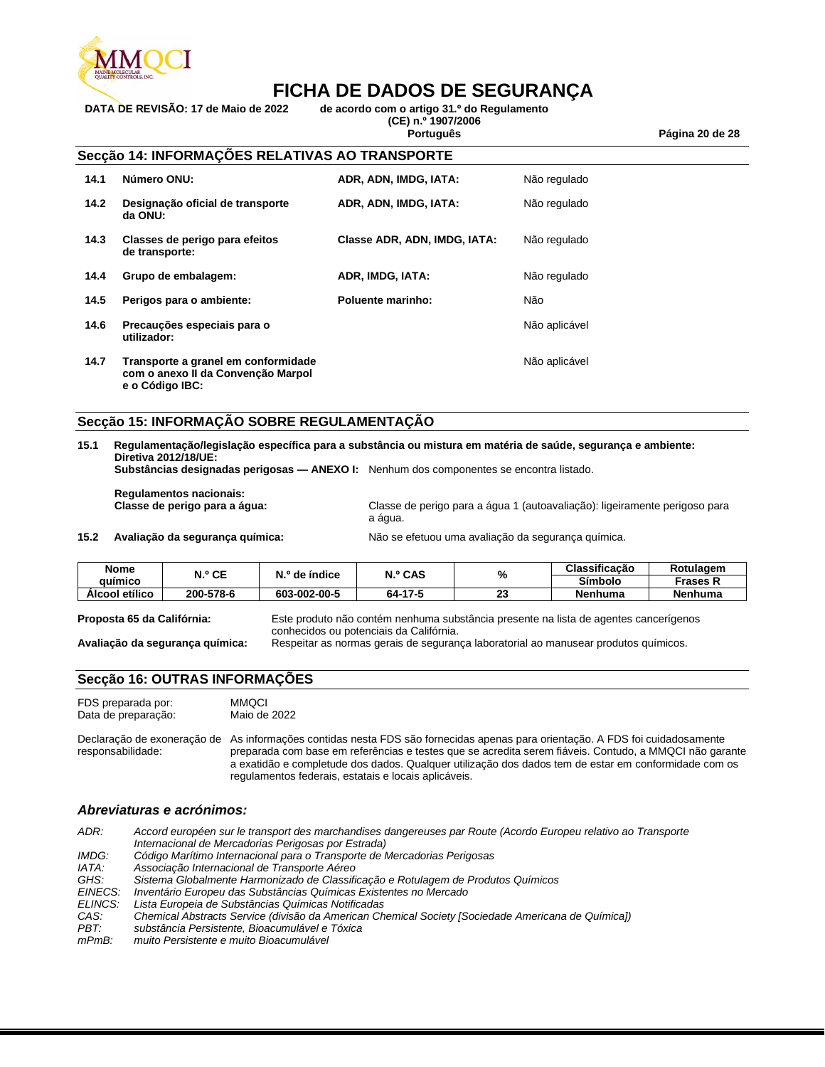# FICHA DE DADOS DE SEGURANÇA

**DATA DE REVISÃO: 17 de Maio de 2022** **de acordo com o artigo 31.º do Regulamento (CE) n.º 1907/2006**
**Português**

## Secção 14: INFORMAÇÕES RELATIVAS AO TRANSPORTE

| | | | |
|---|---|---|---|
| **14.1** | **Número ONU:** | **ADR, ADN, IMDG, IATA:** | Não regulado |
| **14.2** | **Designação oficial de transporte da ONU:** | **ADR, ADN, IMDG, IATA:** | Não regulado |
| **14.3** | **Classes de perigo para efeitos de transporte:** | **Classe ADR, ADN, IMDG, IATA:** | Não regulado |
| **14.4** | **Grupo de embalagem:** | **ADR, IMDG, IATA:** | Não regulado |
| **14.5** | **Perigos para o ambiente:** | **Poluente marinho:** | Não |
| **14.6** | **Precauções especiais para o utilizador:** | | Não aplicável |
| **14.7** | **Transporte a granel em conformidade com o anexo II da Convenção Marpol e o Código IBC:** | | Não aplicável |

## Secção 15: INFORMAÇÃO SOBRE REGULAMENTAÇÃO

**15.1** **Regulamentação/legislação específica para a substância ou mistura em matéria de saúde, segurança e ambiente:**
**Diretiva 2012/18/UE:**
**Substâncias designadas perigosas — ANEXO I:** Nenhum dos componentes se encontra listado.

**Regulamentos nacionais:**
**Classe de perigo para a água:** Classe de perigo para a água 1 (autoavaliação): ligeiramente perigoso para a água.

**15.2** **Avaliação da segurança química:** Não se efetuou uma avaliação da segurança química.

| Nome químico | N.º CE | N.º de índice | N.º CAS | % | Classificação | Rotulagem |
|---|---|---|---|---|---|---|
| | | | | | Símbolo | Frases R |
| Álcool etílico | 200-578-6 | 603-002-00-5 | 64-17-5 | 23 | Nenhuma | Nenhuma |

**Proposta 65 da Califórnia:** Este produto não contém nenhuma substância presente na lista de agentes cancerígenos conhecidos ou potenciais da Califórnia.

**Avaliação da segurança química:** Respeitar as normas gerais de segurança laboratorial ao manusear produtos químicos.

## Secção 16: OUTRAS INFORMAÇÕES

FDS preparada por: MMQCI
Data de preparação: Maio de 2022

Declaração de exoneração de responsabilidade: As informações contidas nesta FDS são fornecidas apenas para orientação. A FDS foi cuidadosamente preparada com base em referências e testes que se acredita serem fiáveis. Contudo, a MMQCI não garante a exatidão e completude dos dados. Qualquer utilização dos dados tem de estar em conformidade com os regulamentos federais, estatais e locais aplicáveis.

### *Abreviaturas e acrónimos:*

*ADR:* *Accord européen sur le transport des marchandises dangereuses par Route (Acordo Europeu relativo ao Transporte Internacional de Mercadorias Perigosas por Estrada)*
*IMDG:* *Código Marítimo Internacional para o Transporte de Mercadorias Perigosas*
*IATA:* *Associação Internacional de Transporte Aéreo*
*GHS:* *Sistema Globalmente Harmonizado de Classificação e Rotulagem de Produtos Químicos*
*EINECS:* *Inventário Europeu das Substâncias Químicas Existentes no Mercado*
*ELINCS:* *Lista Europeia de Substâncias Químicas Notificadas*
*CAS:* *Chemical Abstracts Service (divisão da American Chemical Society [Sociedade Americana de Química])*
*PBT:* *substância Persistente, Bioacumulável e Tóxica*
*mPmB:* *muito Persistente e muito Bioacumulável*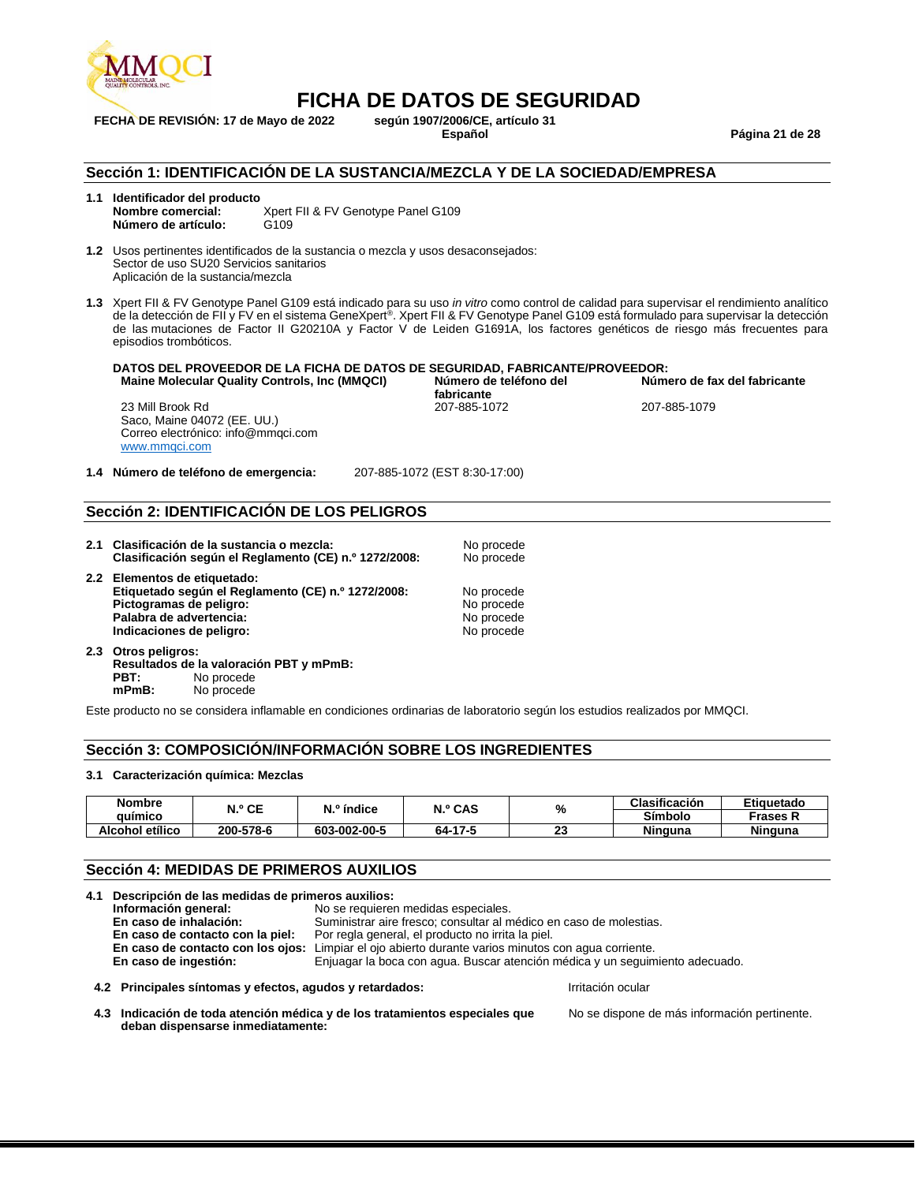# FICHA DE DATOS DE SEGURIDAD

**FECHA DE REVISIÓN: 17 de Mayo de 2022** **según 1907/2006/CE, artículo 31**
**Español**

## Sección 1: IDENTIFICACIÓN DE LA SUSTANCIA/MEZCLA Y DE LA SOCIEDAD/EMPRESA

**1.1 Identificador del producto**
**Nombre comercial:** Xpert FII & FV Genotype Panel G109
**Número de artículo:** G109

**1.2** Usos pertinentes identificados de la sustancia o mezcla y usos desaconsejados:
Sector de uso SU20 Servicios sanitarios
Aplicación de la sustancia/mezcla

**1.3** Xpert FII & FV Genotype Panel G109 está indicado para su uso *in vitro* como control de calidad para supervisar el rendimiento analítico de la detección de FII y FV en el sistema GeneXpert®. Xpert FII & FV Genotype Panel G109 está formulado para supervisar la detección de las mutaciones de Factor II G20210A y Factor V de Leiden G1691A, los factores genéticos de riesgo más frecuentes para episodios trombóticos.

**DATOS DEL PROVEEDOR DE LA FICHA DE DATOS DE SEGURIDAD, FABRICANTE/PROVEEDOR:**

**Maine Molecular Quality Controls, Inc (MMQCI)**
23 Mill Brook Rd
Saco, Maine 04072 (EE. UU.)
Correo electrónico: info@mmqci.com
www.mmqci.com

**Número de teléfono del fabricante:** 207-885-1072

**Número de fax del fabricante:** 207-885-1079

**1.4 Número de teléfono de emergencia:** 207-885-1072 (EST 8:30-17:00)

## Sección 2: IDENTIFICACIÓN DE LOS PELIGROS

**2.1 Clasificación de la sustancia o mezcla:** No procede
**Clasificación según el Reglamento (CE) n.º 1272/2008:** No procede

**2.2 Elementos de etiquetado:**
**Etiquetado según el Reglamento (CE) n.º 1272/2008:** No procede
**Pictogramas de peligro:** No procede
**Palabra de advertencia:** No procede
**Indicaciones de peligro:** No procede

**2.3 Otros peligros:**
**Resultados de la valoración PBT y mPmB:**
**PBT:** No procede
**mPmB:** No procede

Este producto no se considera inflamable en condiciones ordinarias de laboratorio según los estudios realizados por MMQCI.

## Sección 3: COMPOSICIÓN/INFORMACIÓN SOBRE LOS INGREDIENTES

**3.1 Caracterización química: Mezclas**

| Nombre químico | N.º CE | N.º índice | N.º CAS | % | Clasificación Símbolo | Etiquetado Frases R |
|---|---|---|---|---|---|---|
| Alcohol etílico | 200-578-6 | 603-002-00-5 | 64-17-5 | 23 | Ninguna | Ninguna |

## Sección 4: MEDIDAS DE PRIMEROS AUXILIOS

**4.1 Descripción de las medidas de primeros auxilios:**
**Información general:** No se requieren medidas especiales.
**En caso de inhalación:** Suministrar aire fresco; consultar al médico en caso de molestias.
**En caso de contacto con la piel:** Por regla general, el producto no irrita la piel.
**En caso de contacto con los ojos:** Limpiar el ojo abierto durante varios minutos con agua corriente.
**En caso de ingestión:** Enjuagar la boca con agua. Buscar atención médica y un seguimiento adecuado.

**4.2 Principales síntomas y efectos, agudos y retardados:** Irritación ocular

**4.3 Indicación de toda atención médica y de los tratamientos especiales que deban dispensarse inmediatamente:** No se dispone de más información pertinente.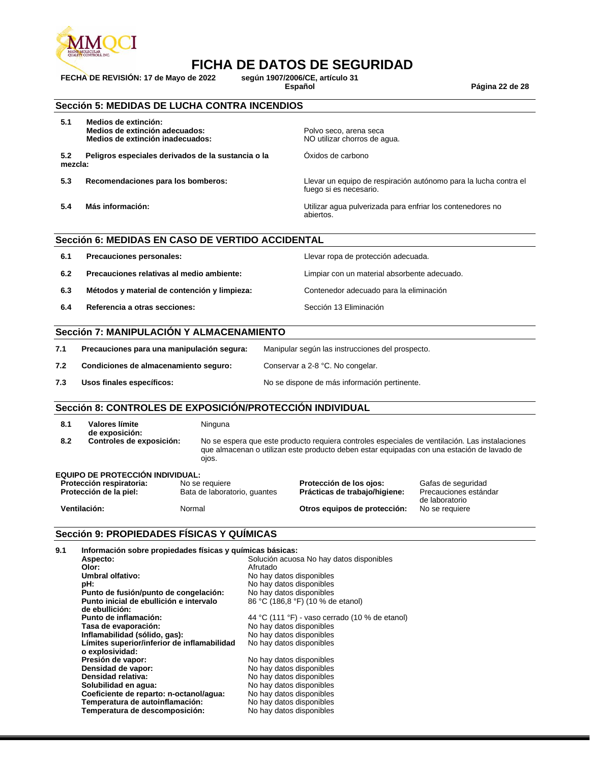## Sección 5: MEDIDAS DE LUCHA CONTRA INCENDIOS

| | | |
|---|---|---|
| **5.1** | **Medios de extinción:** | |
| | **Medios de extinción adecuados:** | Polvo seco, arena seca |
| | **Medios de extinción inadecuados:** | NO utilizar chorros de agua. |
| **5.2** | **Peligros especiales derivados de la sustancia o la mezcla:** | Óxidos de carbono |
| **5.3** | **Recomendaciones para los bomberos:** | Llevar un equipo de respiración autónomo para la lucha contra el fuego si es necesario. |
| **5.4** | **Más información:** | Utilizar agua pulverizada para enfriar los contenedores no abiertos. |

## Sección 6: MEDIDAS EN CASO DE VERTIDO ACCIDENTAL

| | | |
|---|---|---|
| **6.1** | **Precauciones personales:** | Llevar ropa de protección adecuada. |
| **6.2** | **Precauciones relativas al medio ambiente:** | Limpiar con un material absorbente adecuado. |
| **6.3** | **Métodos y material de contención y limpieza:** | Contenedor adecuado para la eliminación |
| **6.4** | **Referencia a otras secciones:** | Sección 13 Eliminación |

## Sección 7: MANIPULACIÓN Y ALMACENAMIENTO

| | | |
|---|---|---|
| **7.1** | **Precauciones para una manipulación segura:** | Manipular según las instrucciones del prospecto. |
| **7.2** | **Condiciones de almacenamiento seguro:** | Conservar a 2-8 °C. No congelar. |
| **7.3** | **Usos finales específicos:** | No se dispone de más información pertinente. |

## Sección 8: CONTROLES DE EXPOSICIÓN/PROTECCIÓN INDIVIDUAL

| | | |
|---|---|---|
| **8.1** | **Valores límite de exposición:** | Ninguna |
| **8.2** | **Controles de exposición:** | No se espera que este producto requiera controles especiales de ventilación. Las instalaciones que almacenan o utilizan este producto deben estar equipadas con una estación de lavado de ojos. |

**EQUIPO DE PROTECCIÓN INDIVIDUAL:**

| | | | |
|---|---|---|---|
| **Protección respiratoria:** | No se requiere | **Protección de los ojos:** | Gafas de seguridad |
| **Protección de la piel:** | Bata de laboratorio, guantes | **Prácticas de trabajo/higiene:** | Precauciones estándar de laboratorio |
| **Ventilación:** | Normal | **Otros equipos de protección:** | No se requiere |

## Sección 9: PROPIEDADES FÍSICAS Y QUÍMICAS

**9.1 Información sobre propiedades físicas y químicas básicas:**

| | |
|---|---|
| **Aspecto:** | Solución acuosa No hay datos disponibles |
| **Olor:** | Afrutado |
| **Umbral olfativo:** | No hay datos disponibles |
| **pH:** | No hay datos disponibles |
| **Punto de fusión/punto de congelación:** | No hay datos disponibles |
| **Punto inicial de ebullición e intervalo de ebullición:** | 86 °C (186,8 °F) (10 % de etanol) |
| **Punto de inflamación:** | 44 °C (111 °F) - vaso cerrado (10 % de etanol) |
| **Tasa de evaporación:** | No hay datos disponibles |
| **Inflamabilidad (sólido, gas):** | No hay datos disponibles |
| **Límites superior/inferior de inflamabilidad o explosividad:** | No hay datos disponibles |
| **Presión de vapor:** | No hay datos disponibles |
| **Densidad de vapor:** | No hay datos disponibles |
| **Densidad relativa:** | No hay datos disponibles |
| **Solubilidad en agua:** | No hay datos disponibles |
| **Coeficiente de reparto: n-octanol/agua:** | No hay datos disponibles |
| **Temperatura de autoinflamación:** | No hay datos disponibles |
| **Temperatura de descomposición:** | No hay datos disponibles |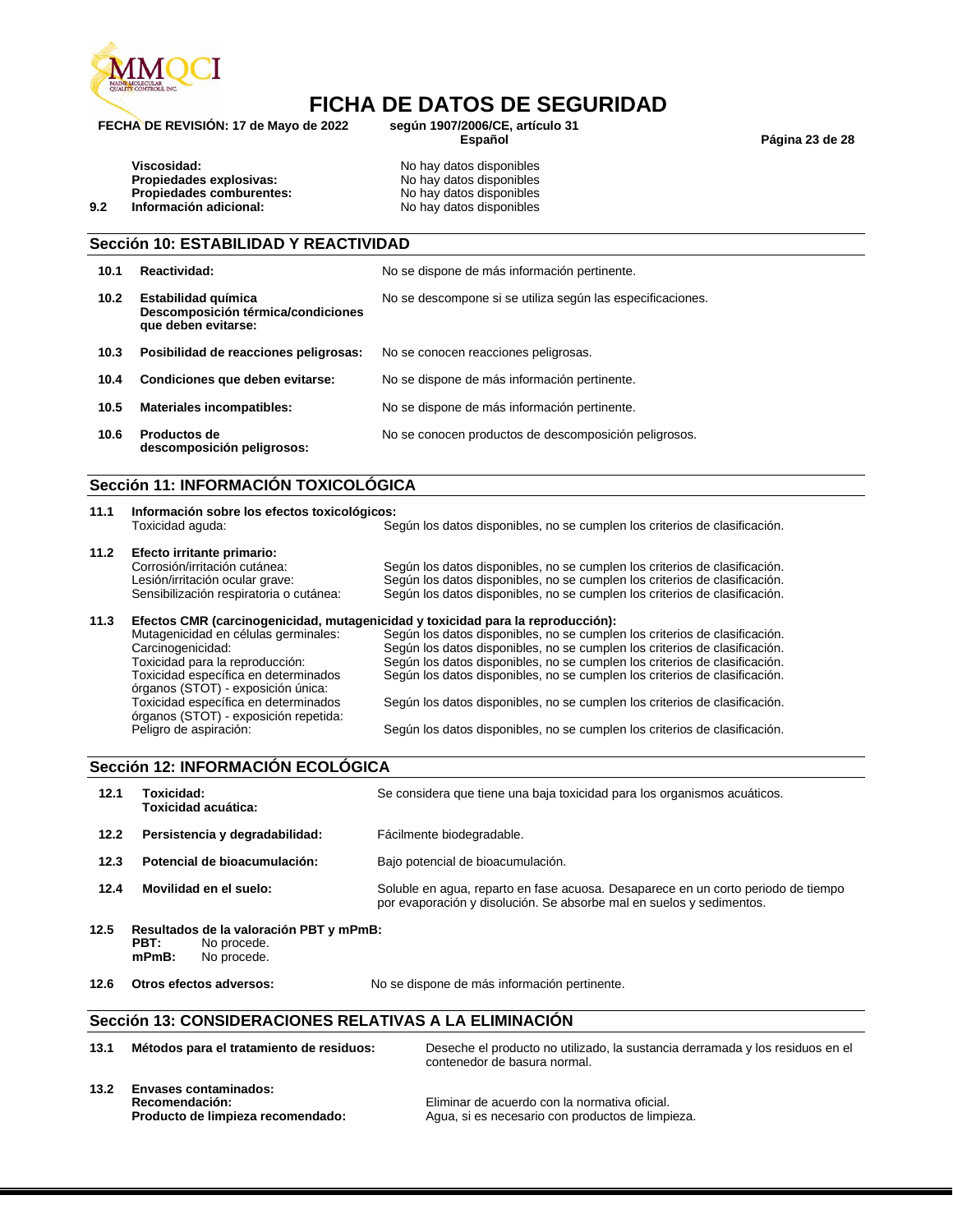| | |
|---|---|
| **Viscosidad:** | No hay datos disponibles |
| **Propiedades explosivas:** | No hay datos disponibles |
| **Propiedades comburentes:** | No hay datos disponibles |
| **9.2 Información adicional:** | No hay datos disponibles |

## Sección 10: ESTABILIDAD Y REACTIVIDAD

| | | |
|---|---|---|
| **10.1** | **Reactividad:** | No se dispone de más información pertinente. |
| **10.2** | **Estabilidad química Descomposición térmica/condiciones que deben evitarse:** | No se descompone si se utiliza según las especificaciones. |
| **10.3** | **Posibilidad de reacciones peligrosas:** | No se conocen reacciones peligrosas. |
| **10.4** | **Condiciones que deben evitarse:** | No se dispone de más información pertinente. |
| **10.5** | **Materiales incompatibles:** | No se dispone de más información pertinente. |
| **10.6** | **Productos de descomposición peligrosos:** | No se conocen productos de descomposición peligrosos. |

## Sección 11: INFORMACIÓN TOXICOLÓGICA

**11.1 Información sobre los efectos toxicológicos:**

| | |
|---|---|
| Toxicidad aguda: | Según los datos disponibles, no se cumplen los criterios de clasificación. |

**11.2 Efecto irritante primario:**

| | |
|---|---|
| Corrosión/irritación cutánea: | Según los datos disponibles, no se cumplen los criterios de clasificación. |
| Lesión/irritación ocular grave: | Según los datos disponibles, no se cumplen los criterios de clasificación. |
| Sensibilización respiratoria o cutánea: | Según los datos disponibles, no se cumplen los criterios de clasificación. |

**11.3 Efectos CMR (carcinogenicidad, mutagenicidad y toxicidad para la reproducción):**

| | |
|---|---|
| Mutagenicidad en células germinales: | Según los datos disponibles, no se cumplen los criterios de clasificación. |
| Carcinogenicidad: | Según los datos disponibles, no se cumplen los criterios de clasificación. |
| Toxicidad para la reproducción: | Según los datos disponibles, no se cumplen los criterios de clasificación. |
| Toxicidad específica en determinados órganos (STOT) - exposición única: | Según los datos disponibles, no se cumplen los criterios de clasificación. |
| Toxicidad específica en determinados órganos (STOT) - exposición repetida: | Según los datos disponibles, no se cumplen los criterios de clasificación. |
| Peligro de aspiración: | Según los datos disponibles, no se cumplen los criterios de clasificación. |

## Sección 12: INFORMACIÓN ECOLÓGICA

| | | |
|---|---|---|
| **12.1** | **Toxicidad: Toxicidad acuática:** | Se considera que tiene una baja toxicidad para los organismos acuáticos. |
| **12.2** | **Persistencia y degradabilidad:** | Fácilmente biodegradable. |
| **12.3** | **Potencial de bioacumulación:** | Bajo potencial de bioacumulación. |
| **12.4** | **Movilidad en el suelo:** | Soluble en agua, reparto en fase acuosa. Desaparece en un corto periodo de tiempo por evaporación y disolución. Se absorbe mal en suelos y sedimentos. |

**12.5 Resultados de la valoración PBT y mPmB:**
**PBT:** No procede.
**mPmB:** No procede.

| | | |
|---|---|---|
| **12.6** | **Otros efectos adversos:** | No se dispone de más información pertinente. |

## Sección 13: CONSIDERACIONES RELATIVAS A LA ELIMINACIÓN

| | | |
|---|---|---|
| **13.1** | **Métodos para el tratamiento de residuos:** | Deseche el producto no utilizado, la sustancia derramada y los residuos en el contenedor de basura normal. |

**13.2 Envases contaminados:**

| | |
|---|---|
| **Recomendación:** | Eliminar de acuerdo con la normativa oficial. |
| **Producto de limpieza recomendado:** | Agua, si es necesario con productos de limpieza. |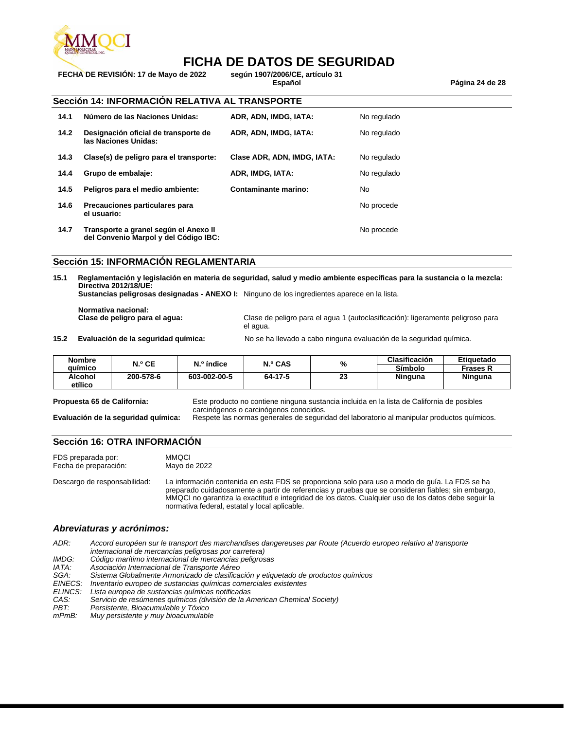## Sección 14: INFORMACIÓN RELATIVA AL TRANSPORTE

| | | | |
|---|---|---|---|
| **14.1** | **Número de las Naciones Unidas:** | **ADR, ADN, IMDG, IATA:** | No regulado |
| **14.2** | **Designación oficial de transporte de las Naciones Unidas:** | **ADR, ADN, IMDG, IATA:** | No regulado |
| **14.3** | **Clase(s) de peligro para el transporte:** | **Clase ADR, ADN, IMDG, IATA:** | No regulado |
| **14.4** | **Grupo de embalaje:** | **ADR, IMDG, IATA:** | No regulado |
| **14.5** | **Peligros para el medio ambiente:** | **Contaminante marino:** | No |
| **14.6** | **Precauciones particulares para el usuario:** | | No procede |
| **14.7** | **Transporte a granel según el Anexo II del Convenio Marpol y del Código IBC:** | | No procede |

## Sección 15: INFORMACIÓN REGLAMENTARIA

**15.1 Reglamentación y legislación en materia de seguridad, salud y medio ambiente específicas para la sustancia o la mezcla:**
**Directiva 2012/18/UE:**
**Sustancias peligrosas designadas - ANEXO I:** Ninguno de los ingredientes aparece en la lista.

**Normativa nacional:**
**Clase de peligro para el agua:** Clase de peligro para el agua 1 (autoclasificación): ligeramente peligroso para el agua.

**15.2 Evaluación de la seguridad química:** No se ha llevado a cabo ninguna evaluación de la seguridad química.

| Nombre químico | N.º CE | N.º índice | N.º CAS | % | Clasificación | Etiquetado |
|---|---|---|---|---|---|---|
| | | | | | Símbolo | Frases R |
| Alcohol etílico | 200-578-6 | 603-002-00-5 | 64-17-5 | 23 | Ninguna | Ninguna |

**Propuesta 65 de California:** Este producto no contiene ninguna sustancia incluida en la lista de California de posibles carcinógenos o carcinógenos conocidos.

**Evaluación de la seguridad química:** Respete las normas generales de seguridad del laboratorio al manipular productos químicos.

## Sección 16: OTRA INFORMACIÓN

FDS preparada por: MMQCI
Fecha de preparación: Mayo de 2022

Descargo de responsabilidad: La información contenida en esta FDS se proporciona solo para uso a modo de guía. La FDS se ha preparado cuidadosamente a partir de referencias y pruebas que se consideran fiables; sin embargo, MMQCI no garantiza la exactitud e integridad de los datos. Cualquier uso de los datos debe seguir la normativa federal, estatal y local aplicable.

### *Abreviaturas y acrónimos:*

*ADR:* *Accord européen sur le transport des marchandises dangereuses par Route (Acuerdo europeo relativo al transporte internacional de mercancías peligrosas por carretera)*
*IMDG:* *Código marítimo internacional de mercancías peligrosas*
*IATA:* *Asociación Internacional de Transporte Aéreo*
*SGA:* *Sistema Globalmente Armonizado de clasificación y etiquetado de productos químicos*
*EINECS:* *Inventario europeo de sustancias químicas comerciales existentes*
*ELINCS:* *Lista europea de sustancias químicas notificadas*
*CAS:* *Servicio de resúmenes químicos (división de la American Chemical Society)*
*PBT:* *Persistente, Bioacumulable y Tóxico*
*mPmB:* *Muy persistente y muy bioacumulable*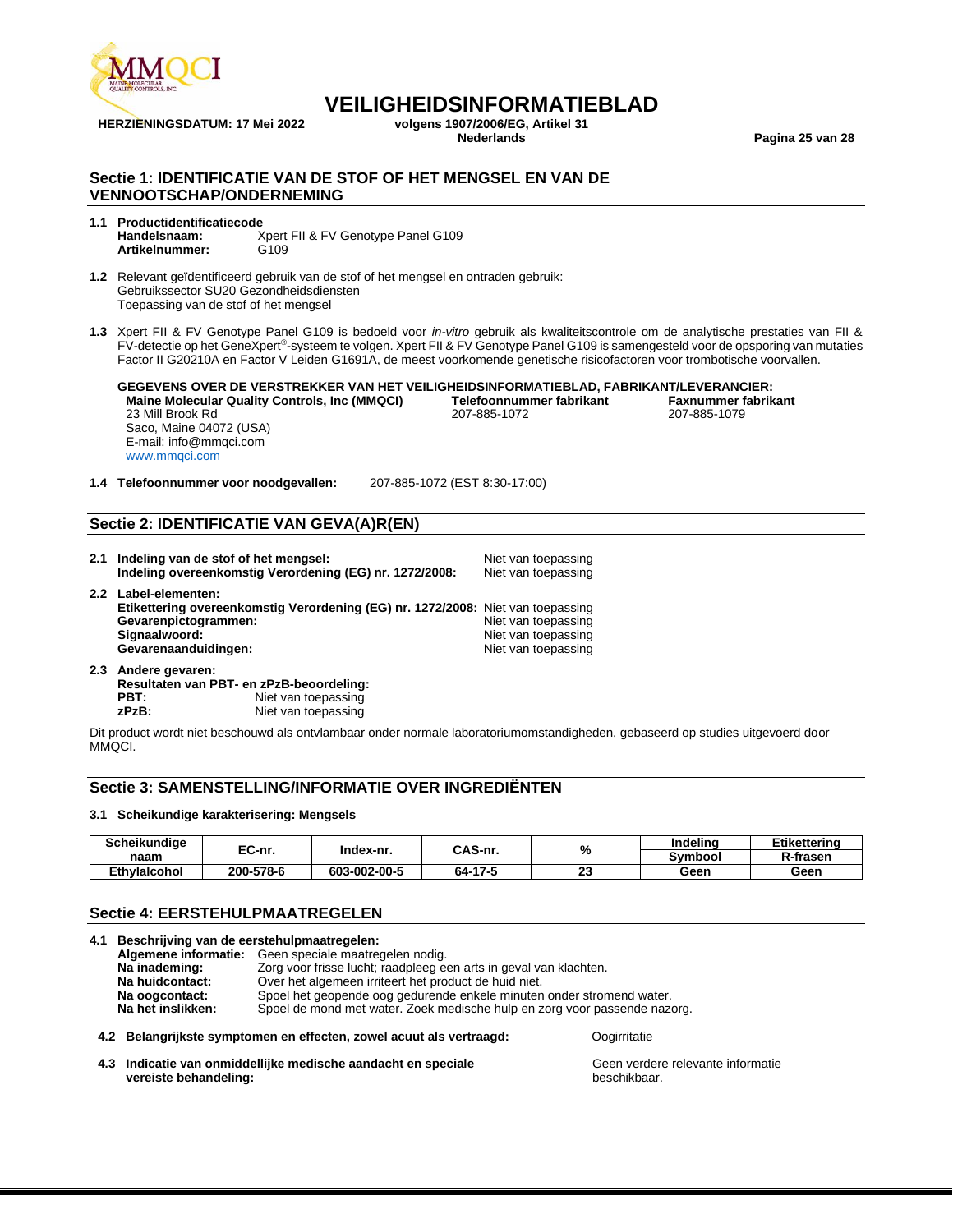# VEILIGHEIDSINFORMATIEBLAD

**HERZIENINGSDATUM: 17 Mei 2022**

**volgens 1907/2006/EG, Artikel 31**
**Nederlands**

## Sectie 1: IDENTIFICATIE VAN DE STOF OF HET MENGSEL EN VAN DE VENNOOTSCHAP/ONDERNEMING

**1.1 Productidentificatiecode**
**Handelsnaam:** Xpert FII & FV Genotype Panel G109
**Artikelnummer:** G109

**1.2** Relevant geïdentificeerd gebruik van de stof of het mengsel en ontraden gebruik:
Gebruikssector SU20 Gezondheidsdiensten
Toepassing van de stof of het mengsel

**1.3** Xpert FII & FV Genotype Panel G109 is bedoeld voor *in-vitro* gebruik als kwaliteitscontrole om de analytische prestaties van FII & FV-detectie op het GeneXpert®-systeem te volgen. Xpert FII & FV Genotype Panel G109 is samengesteld voor de opsporing van mutaties Factor II G20210A en Factor V Leiden G1691A, de meest voorkomende genetische risicofactoren voor trombotische voorvallen.

**GEGEVENS OVER DE VERSTREKKER VAN HET VEILIGHEIDSINFORMATIEBLAD, FABRIKANT/LEVERANCIER:**

**Maine Molecular Quality Controls, Inc (MMQCI)**
23 Mill Brook Rd
Saco, Maine 04072 (USA)
E-mail: info@mmqci.com
www.mmqci.com

**Telefoonnummer fabrikant**
207-885-1072

**Faxnummer fabrikant**
207-885-1079

**1.4 Telefoonnummer voor noodgevallen:** 207-885-1072 (EST 8:30-17:00)

## Sectie 2: IDENTIFICATIE VAN GEVA(A)R(EN)

**2.1 Indeling van de stof of het mengsel:** Niet van toepassing
**Indeling overeenkomstig Verordening (EG) nr. 1272/2008:** Niet van toepassing

**2.2 Label-elementen:**
**Etikettering overeenkomstig Verordening (EG) nr. 1272/2008:** Niet van toepassing
**Gevarenpictogrammen:** Niet van toepassing
**Signaalwoord:** Niet van toepassing
**Gevarenaanduidingen:** Niet van toepassing

**2.3 Andere gevaren:**
**Resultaten van PBT- en zPzB-beoordeling:**
**PBT:** Niet van toepassing
**zPzB:** Niet van toepassing

Dit product wordt niet beschouwd als ontvlambaar onder normale laboratoriumomstandigheden, gebaseerd op studies uitgevoerd door MMQCI.

## Sectie 3: SAMENSTELLING/INFORMATIE OVER INGREDIËNTEN

**3.1 Scheikundige karakterisering: Mengsels**

| Scheikundige naam | EC-nr. | Index-nr. | CAS-nr. | % | Indeling Symbool | Etikettering R-frasen |
|---|---|---|---|---|---|---|
| Ethylalcohol | 200-578-6 | 603-002-00-5 | 64-17-5 | 23 | Geen | Geen |

## Sectie 4: EERSTEHULPMAATREGELEN

**4.1 Beschrijving van de eerstehulpmaatregelen:**
**Algemene informatie:** Geen speciale maatregelen nodig.
**Na inademing:** Zorg voor frisse lucht; raadpleeg een arts in geval van klachten.
**Na huidcontact:** Over het algemeen irriteert het product de huid niet.
**Na oogcontact:** Spoel het geopende oog gedurende enkele minuten onder stromend water.
**Na het inslikken:** Spoel de mond met water. Zoek medische hulp en zorg voor passende nazorg.

**4.2 Belangrijkste symptomen en effecten, zowel acuut als vertraagd:** Oogirritatie

**4.3 Indicatie van onmiddellijke medische aandacht en speciale vereiste behandeling:** Geen verdere relevante informatie beschikbaar.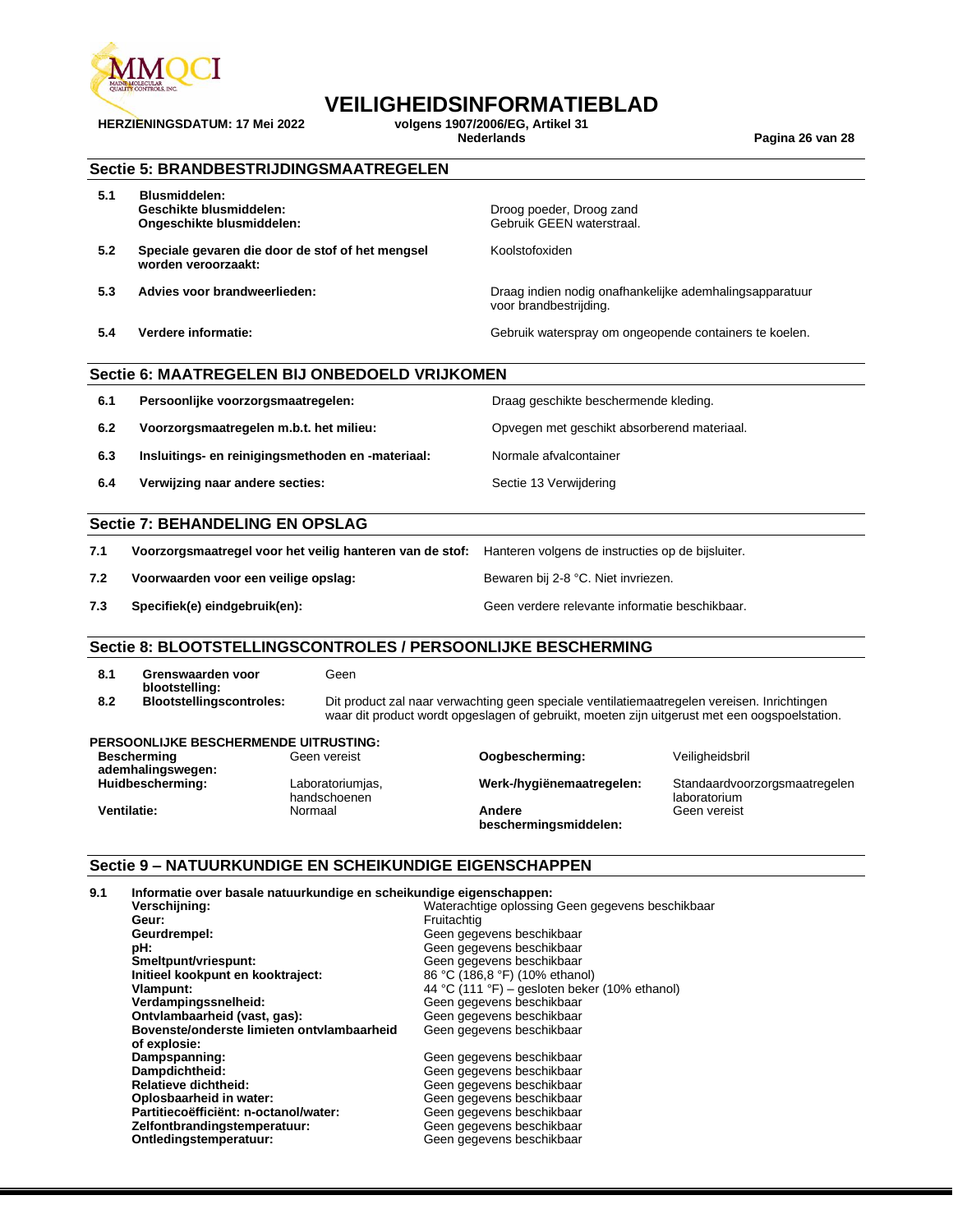## Sectie 5: BRANDBESTRIJDINGSMAATREGELEN

| | | |
|---|---|---|
| 5.1 | **Blusmiddelen:** | |
| | **Geschikte blusmiddelen:** | Droog poeder, Droog zand |
| | **Ongeschikte blusmiddelen:** | Gebruik GEEN waterstraal. |
| 5.2 | **Speciale gevaren die door de stof of het mengsel worden veroorzaakt:** | Koolstofoxiden |
| 5.3 | **Advies voor brandweerlieden:** | Draag indien nodig onafhankelijke ademhalingsapparatuur voor brandbestrijding. |
| 5.4 | **Verdere informatie:** | Gebruik waterspray om ongeopende containers te koelen. |

## Sectie 6: MAATREGELEN BIJ ONBEDOELD VRIJKOMEN

| | | |
|---|---|---|
| 6.1 | **Persoonlijke voorzorgsmaatregelen:** | Draag geschikte beschermende kleding. |
| 6.2 | **Voorzorgsmaatregelen m.b.t. het milieu:** | Opvegen met geschikt absorberend materiaal. |
| 6.3 | **Insluitings- en reinigingsmethoden en -materiaal:** | Normale afvalcontainer |
| 6.4 | **Verwijzing naar andere secties:** | Sectie 13 Verwijdering |

## Sectie 7: BEHANDELING EN OPSLAG

| | | |
|---|---|---|
| 7.1 | **Voorzorgsmaatregel voor het veilig hanteren van de stof:** | Hanteren volgens de instructies op de bijsluiter. |
| 7.2 | **Voorwaarden voor een veilige opslag:** | Bewaren bij 2-8 °C. Niet invriezen. |
| 7.3 | **Specifiek(e) eindgebruik(en):** | Geen verdere relevante informatie beschikbaar. |

## Sectie 8: BLOOTSTELLINGSCONTROLES / PERSOONLIJKE BESCHERMING

| | | |
|---|---|---|
| 8.1 | **Grenswaarden voor blootstelling:** | Geen |
| 8.2 | **Blootstellingscontroles:** | Dit product zal naar verwachting geen speciale ventilatiemaatregelen vereisen. Inrichtingen waar dit product wordt opgeslagen of gebruikt, moeten zijn uitgerust met een oogspoelstation. |

**PERSOONLIJKE BESCHERMENDE UITRUSTING:**

| | | | |
|---|---|---|---|
| **Bescherming ademhalingswegen:** | Geen vereist | **Oogbescherming:** | Veiligheidsbril |
| **Huidbescherming:** | Laboratoriumjas, handschoenen | **Werk-/hygiënemaatregelen:** | Standaardvoorzorgsmaatregelen laboratorium |
| **Ventilatie:** | Normaal | **Andere beschermingsmiddelen:** | Geen vereist |

## Sectie 9 – NATUURKUNDIGE EN SCHEIKUNDIGE EIGENSCHAPPEN

**9.1 Informatie over basale natuurkundige en scheikundige eigenschappen:**

| | |
|---|---|
| **Verschijning:** | Waterachtige oplossing Geen gegevens beschikbaar |
| **Geur:** | Fruitachtig |
| **Geurdrempel:** | Geen gegevens beschikbaar |
| **pH:** | Geen gegevens beschikbaar |
| **Smeltpunt/vriespunt:** | Geen gegevens beschikbaar |
| **Initieel kookpunt en kooktraject:** | 86 °C (186,8 °F) (10% ethanol) |
| **Vlampunt:** | 44 °C (111 °F) – gesloten beker (10% ethanol) |
| **Verdampingssnelheid:** | Geen gegevens beschikbaar |
| **Ontvlambaarheid (vast, gas):** | Geen gegevens beschikbaar |
| **Bovenste/onderste limieten ontvlambaarheid of explosie:** | Geen gegevens beschikbaar |
| **Dampspanning:** | Geen gegevens beschikbaar |
| **Dampdichtheid:** | Geen gegevens beschikbaar |
| **Relatieve dichtheid:** | Geen gegevens beschikbaar |
| **Oplosbaarheid in water:** | Geen gegevens beschikbaar |
| **Partitiecoëfficiënt: n-octanol/water:** | Geen gegevens beschikbaar |
| **Zelfontbrandingstemperatuur:** | Geen gegevens beschikbaar |
| **Ontledingstemperatuur:** | Geen gegevens beschikbaar |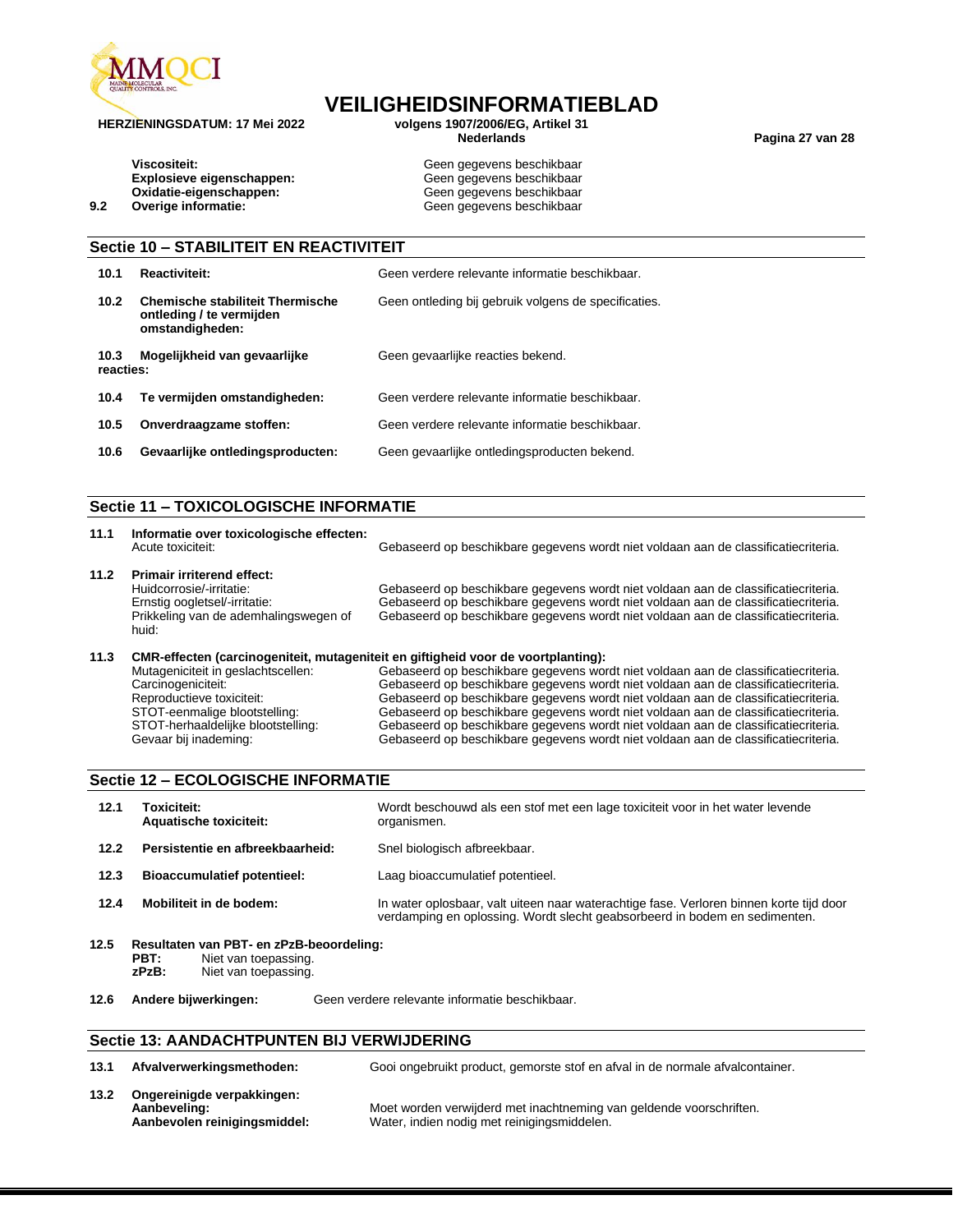| | |
|---|---|
| **Viscositeit:** | Geen gegevens beschikbaar |
| **Explosieve eigenschappen:** | Geen gegevens beschikbaar |
| **Oxidatie-eigenschappen:** | Geen gegevens beschikbaar |
| **9.2 Overige informatie:** | Geen gegevens beschikbaar |

## Sectie 10 – STABILITEIT EN REACTIVITEIT

| | | |
|---|---|---|
| **10.1** | **Reactiviteit:** | Geen verdere relevante informatie beschikbaar. |
| **10.2** | **Chemische stabiliteit Thermische ontleding / te vermijden omstandigheden:** | Geen ontleding bij gebruik volgens de specificaties. |
| **10.3** | **Mogelijkheid van gevaarlijke reacties:** | Geen gevaarlijke reacties bekend. |
| **10.4** | **Te vermijden omstandigheden:** | Geen verdere relevante informatie beschikbaar. |
| **10.5** | **Onverdraagzame stoffen:** | Geen verdere relevante informatie beschikbaar. |
| **10.6** | **Gevaarlijke ontledingsproducten:** | Geen gevaarlijke ontledingsproducten bekend. |

## Sectie 11 – TOXICOLOGISCHE INFORMATIE

**11.1 Informatie over toxicologische effecten:**

| | |
|---|---|
| Acute toxiciteit: | Gebaseerd op beschikbare gegevens wordt niet voldaan aan de classificatiecriteria. |

**11.2 Primair irriterend effect:**

| | |
|---|---|
| Huidcorrosie/-irritatie: | Gebaseerd op beschikbare gegevens wordt niet voldaan aan de classificatiecriteria. |
| Ernstig oogletsel/-irritatie: | Gebaseerd op beschikbare gegevens wordt niet voldaan aan de classificatiecriteria. |
| Prikkeling van de ademhalingswegen of huid: | Gebaseerd op beschikbare gegevens wordt niet voldaan aan de classificatiecriteria. |

**11.3 CMR-effecten (carcinogeniteit, mutageniteit en giftigheid voor de voortplanting):**

| | |
|---|---|
| Mutageniciteit in geslachtscellen: | Gebaseerd op beschikbare gegevens wordt niet voldaan aan de classificatiecriteria. |
| Carcinogeniciteit: | Gebaseerd op beschikbare gegevens wordt niet voldaan aan de classificatiecriteria. |
| Reproductieve toxiciteit: | Gebaseerd op beschikbare gegevens wordt niet voldaan aan de classificatiecriteria. |
| STOT-eenmalige blootstelling: | Gebaseerd op beschikbare gegevens wordt niet voldaan aan de classificatiecriteria. |
| STOT-herhaaldelijke blootstelling: | Gebaseerd op beschikbare gegevens wordt niet voldaan aan de classificatiecriteria. |
| Gevaar bij inademing: | Gebaseerd op beschikbare gegevens wordt niet voldaan aan de classificatiecriteria. |

## Sectie 12 – ECOLOGISCHE INFORMATIE

| | | |
|---|---|---|
| **12.1** | **Toxiciteit:** **Aquatische toxiciteit:** | Wordt beschouwd als een stof met een lage toxiciteit voor in het water levende organismen. |
| **12.2** | **Persistentie en afbreekbaarheid:** | Snel biologisch afbreekbaar. |
| **12.3** | **Bioaccumulatief potentieel:** | Laag bioaccumulatief potentieel. |
| **12.4** | **Mobiliteit in de bodem:** | In water oplosbaar, valt uiteen naar waterachtige fase. Verloren binnen korte tijd door verdamping en oplossing. Wordt slecht geabsorbeerd in bodem en sedimenten. |

**12.5 Resultaten van PBT- en zPzB-beoordeling:**
- **PBT:** Niet van toepassing.
- **zPzB:** Niet van toepassing.

**12.6 Andere bijwerkingen:** Geen verdere relevante informatie beschikbaar.

## Sectie 13: AANDACHTPUNTEN BIJ VERWIJDERING

| | | |
|---|---|---|
| **13.1** | **Afvalverwerkingsmethoden:** | Gooi ongebruikt product, gemorste stof en afval in de normale afvalcontainer. |

**13.2 Ongereinigde verpakkingen:**

| | |
|---|---|
| **Aanbeveling:** | Moet worden verwijderd met inachtneming van geldende voorschriften. |
| **Aanbevolen reinigingsmiddel:** | Water, indien nodig met reinigingsmiddelen. |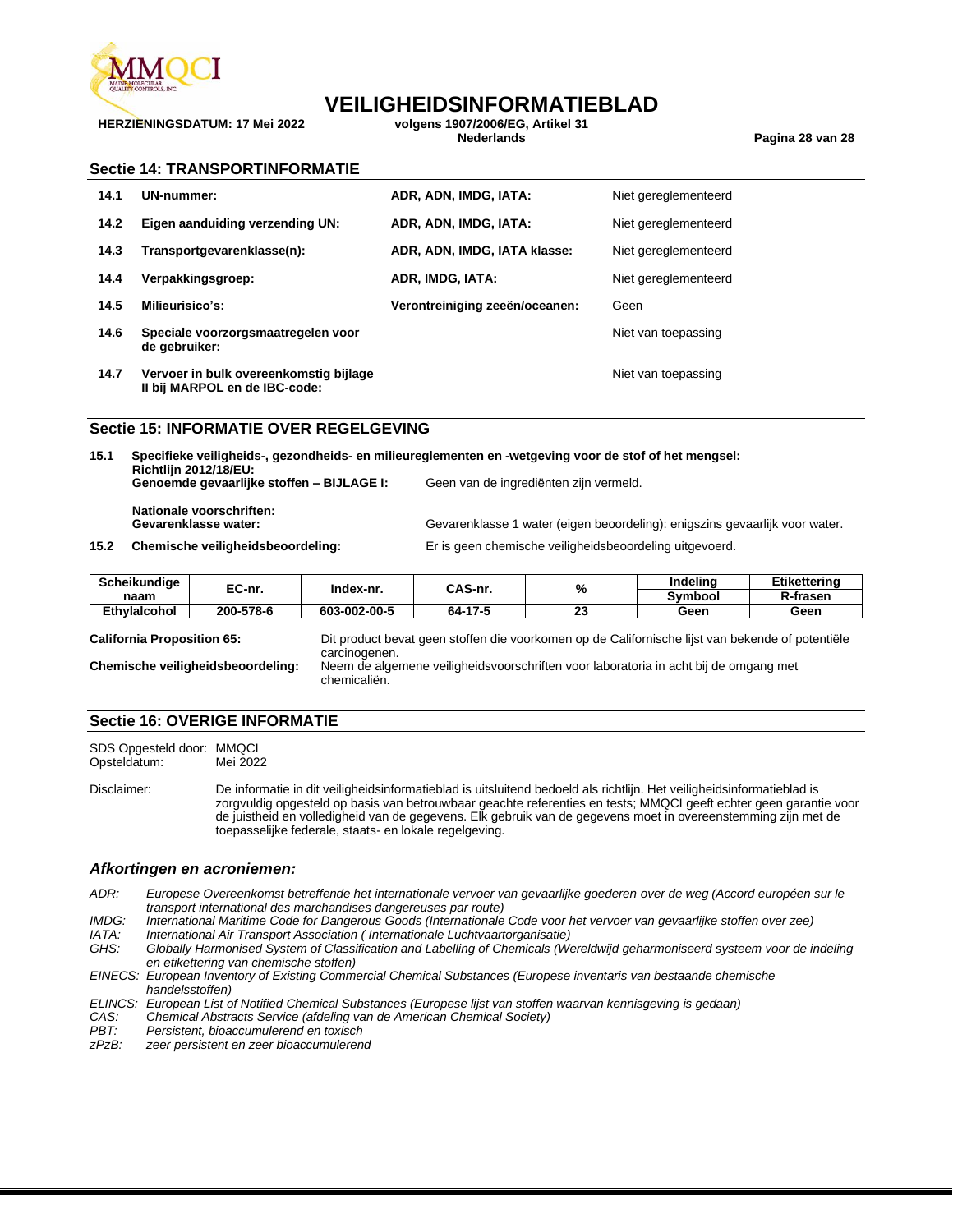## Sectie 14: TRANSPORTINFORMATIE

| | | | |
|---|---|---|---|
| **14.1** | **UN-nummer:** | **ADR, ADN, IMDG, IATA:** | Niet gereglementeerd |
| **14.2** | **Eigen aanduiding verzending UN:** | **ADR, ADN, IMDG, IATA:** | Niet gereglementeerd |
| **14.3** | **Transportgevarenklasse(n):** | **ADR, ADN, IMDG, IATA klasse:** | Niet gereglementeerd |
| **14.4** | **Verpakkingsgroep:** | **ADR, IMDG, IATA:** | Niet gereglementeerd |
| **14.5** | **Milieurisico's:** | **Verontreiniging zeeën/oceanen:** | Geen |
| **14.6** | **Speciale voorzorgsmaatregelen voor de gebruiker:** | | Niet van toepassing |
| **14.7** | **Vervoer in bulk overeenkomstig bijlage II bij MARPOL en de IBC-code:** | | Niet van toepassing |

## Sectie 15: INFORMATIE OVER REGELGEVING

**15.1 Specifieke veiligheids-, gezondheids- en milieureglementen en -wetgeving voor de stof of het mengsel:**

**Richtlijn 2012/18/EU:**
**Genoemde gevaarlijke stoffen – BIJLAGE I:** Geen van de ingrediënten zijn vermeld.

**Nationale voorschriften:**
**Gevarenklasse water:** Gevarenklasse 1 water (eigen beoordeling): enigszins gevaarlijk voor water.

**15.2 Chemische veiligheidsbeoordeling:** Er is geen chemische veiligheidsbeoordeling uitgevoerd.

| Scheikundige naam | EC-nr. | Index-nr. | CAS-nr. | % | Indeling Symbool | Etikettering R-frasen |
|---|---|---|---|---|---|---|
| Ethylalcohol | 200-578-6 | 603-002-00-5 | 64-17-5 | 23 | Geen | Geen |

**California Proposition 65:** Dit product bevat geen stoffen die voorkomen op de Californische lijst van bekende of potentiële carcinogenen.

**Chemische veiligheidsbeoordeling:** Neem de algemene veiligheidsvoorschriften voor laboratoria in acht bij de omgang met chemicaliën.

## Sectie 16: OVERIGE INFORMATIE

SDS Opgesteld door: MMQCI
Opsteldatum: Mei 2022

Disclaimer: De informatie in dit veiligheidsinformatieblad is uitsluitend bedoeld als richtlijn. Het veiligheidsinformatieblad is zorgvuldig opgesteld op basis van betrouwbaar geachte referenties en tests; MMQCI geeft echter geen garantie voor de juistheid en volledigheid van de gegevens. Elk gebruik van de gegevens moet in overeenstemming zijn met de toepasselijke federale, staats- en lokale regelgeving.

### *Afkortingen en acroniemen:*

*ADR: Europese Overeenkomst betreffende het internationale vervoer van gevaarlijke goederen over de weg (Accord européen sur le transport international des marchandises dangereuses par route)*
*IMDG: International Maritime Code for Dangerous Goods (Internationale Code voor het vervoer van gevaarlijke stoffen over zee)*
*IATA: International Air Transport Association ( Internationale Luchtvaartorganisatie)*
*GHS: Globally Harmonised System of Classification and Labelling of Chemicals (Wereldwijd geharmoniseerd systeem voor de indeling en etikettering van chemische stoffen)*
*EINECS: European Inventory of Existing Commercial Chemical Substances (Europese inventaris van bestaande chemische handelsstoffen)*
*ELINCS: European List of Notified Chemical Substances (Europese lijst van stoffen waarvan kennisgeving is gedaan)*
*CAS: Chemical Abstracts Service (afdeling van de American Chemical Society)*
*PBT: Persistent, bioaccumulerend en toxisch*
*zPzB: zeer persistent en zeer bioaccumulerend*